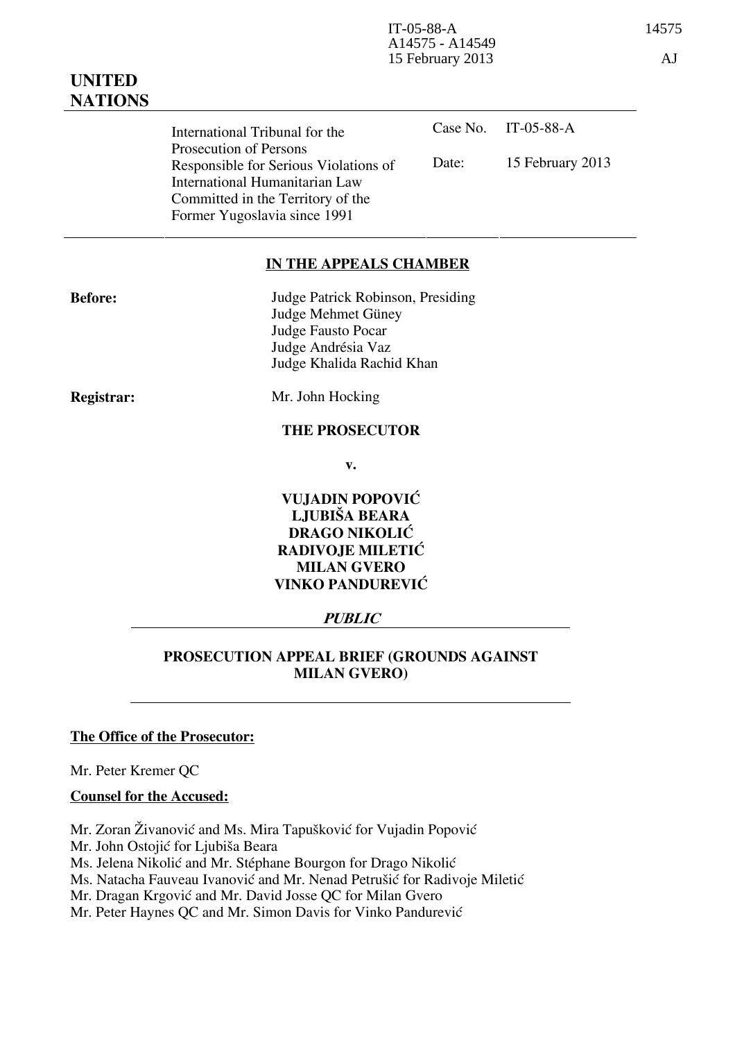IT-05-88-A
A14575 - A14549
15 February 2013

14575

AJ

**UNITED NATIONS**

| International Tribunal for the Prosecution of Persons Responsible for Serious Violations of International Humanitarian Law Committed in the Territory of the Former Yugoslavia since 1991 | Case No. | IT-05-88-A |
| --- | --- | --- |
| | Date: | 15 February 2013 |

**IN THE APPEALS CHAMBER**

**Before:**
Judge Patrick Robinson, Presiding
Judge Mehmet Güney
Judge Fausto Pocar
Judge Andrésia Vaz
Judge Khalida Rachid Khan

**Registrar:**
Mr. John Hocking

**THE PROSECUTOR**

**v.**

**VUJADIN POPOVIĆ**
**LJUBIŠA BEARA**
**DRAGO NIKOLIĆ**
**RADIVOJE MILETIĆ**
**MILAN GVERO**
**VINKO PANDUREVIĆ**

***PUBLIC***

**PROSECUTION APPEAL BRIEF (GROUNDS AGAINST MILAN GVERO)**

**The Office of the Prosecutor:**

Mr. Peter Kremer QC

**Counsel for the Accused:**

Mr. Zoran Živanović and Ms. Mira Tapušković for Vujadin Popović
Mr. John Ostojić for Ljubiša Beara
Ms. Jelena Nikolić and Mr. Stéphane Bourgon for Drago Nikolić
Ms. Natacha Fauveau Ivanović and Mr. Nenad Petrušić for Radivoje Miletić
Mr. Dragan Krgović and Mr. David Josse QC for Milan Gvero
Mr. Peter Haynes QC and Mr. Simon Davis for Vinko Pandurević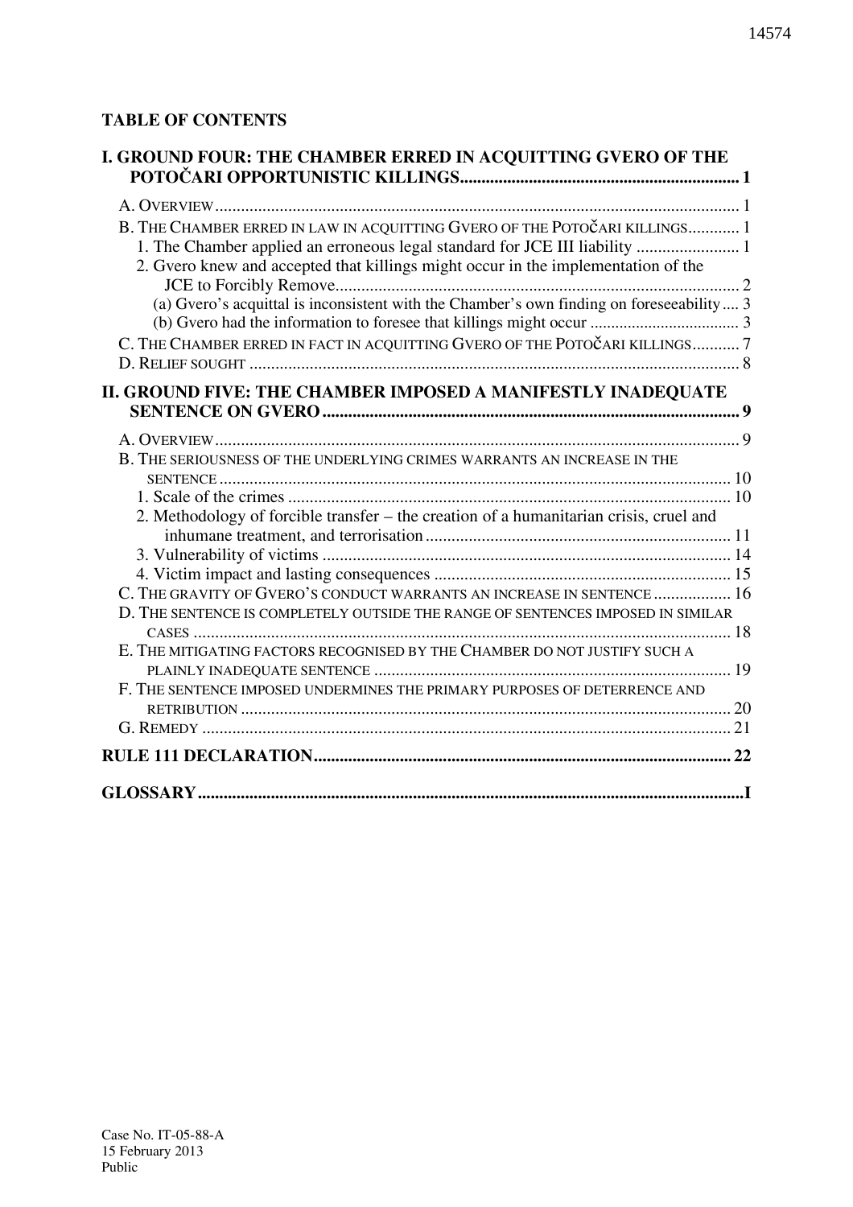**TABLE OF CONTENTS**

**I. GROUND FOUR: THE CHAMBER ERRED IN ACQUITTING GVERO OF THE POTOČARI OPPORTUNISTIC KILLINGS.................................................................. 1**

A. OVERVIEW.......................................................................................................................... 1

B. THE CHAMBER ERRED IN LAW IN ACQUITTING GVERO OF THE POTOČARI KILLINGS............ 1

1. The Chamber applied an erroneous legal standard for JCE III liability ........................ 1

2. Gvero knew and accepted that killings might occur in the implementation of the JCE to Forcibly Remove.............................................................................................. 2

(a) Gvero's acquittal is inconsistent with the Chamber's own finding on foreseeability.... 3

(b) Gvero had the information to foresee that killings might occur ................................... 3

C. THE CHAMBER ERRED IN FACT IN ACQUITTING GVERO OF THE POTOČARI KILLINGS........... 7

D. RELIEF SOUGHT .................................................................................................................. 8

**II. GROUND FIVE: THE CHAMBER IMPOSED A MANIFESTLY INADEQUATE SENTENCE ON GVERO................................................................................................ 9**

A. OVERVIEW.......................................................................................................................... 9

B. THE SERIOUSNESS OF THE UNDERLYING CRIMES WARRANTS AN INCREASE IN THE SENTENCE ....................................................................................................................... 10

1. Scale of the crimes ...................................................................................................... 10

2. Methodology of forcible transfer – the creation of a humanitarian crisis, cruel and inhumane treatment, and terrorisation....................................................................... 11

3. Vulnerability of victims .............................................................................................. 14

4. Victim impact and lasting consequences .................................................................... 15

C. THE GRAVITY OF GVERO'S CONDUCT WARRANTS AN INCREASE IN SENTENCE .................. 16

D. THE SENTENCE IS COMPLETELY OUTSIDE THE RANGE OF SENTENCES IMPOSED IN SIMILAR CASES ............................................................................................................................ 18

E. THE MITIGATING FACTORS RECOGNISED BY THE CHAMBER DO NOT JUSTIFY SUCH A PLAINLY INADEQUATE SENTENCE ................................................................................... 19

F. THE SENTENCE IMPOSED UNDERMINES THE PRIMARY PURPOSES OF DETERRENCE AND RETRIBUTION ................................................................................................................. 20

G. REMEDY ........................................................................................................................... 21

**RULE 111 DECLARATION................................................................................................ 22**

**GLOSSARY.............................................................................................................................I**

Case No. IT-05-88-A
15 February 2013
Public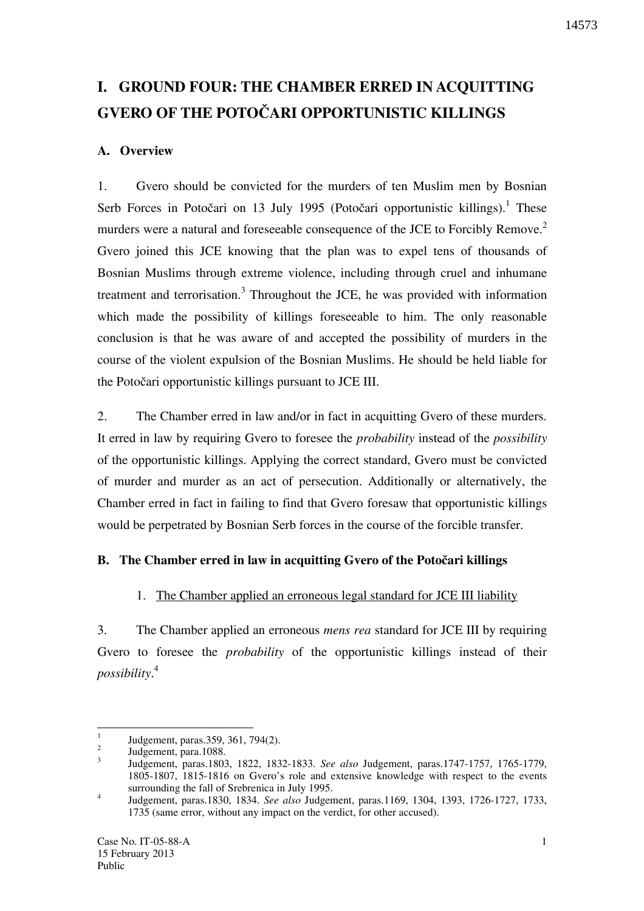# I. GROUND FOUR: THE CHAMBER ERRED IN ACQUITTING GVERO OF THE POTOČARI OPPORTUNISTIC KILLINGS

## A. Overview

1. Gvero should be convicted for the murders of ten Muslim men by Bosnian Serb Forces in Potočari on 13 July 1995 (Potočari opportunistic killings).[1] These murders were a natural and foreseeable consequence of the JCE to Forcibly Remove.[2] Gvero joined this JCE knowing that the plan was to expel tens of thousands of Bosnian Muslims through extreme violence, including through cruel and inhumane treatment and terrorisation.[3] Throughout the JCE, he was provided with information which made the possibility of killings foreseeable to him. The only reasonable conclusion is that he was aware of and accepted the possibility of murders in the course of the violent expulsion of the Bosnian Muslims. He should be held liable for the Potočari opportunistic killings pursuant to JCE III.

2. The Chamber erred in law and/or in fact in acquitting Gvero of these murders. It erred in law by requiring Gvero to foresee the *probability* instead of the *possibility* of the opportunistic killings. Applying the correct standard, Gvero must be convicted of murder and murder as an act of persecution. Additionally or alternatively, the Chamber erred in fact in failing to find that Gvero foresaw that opportunistic killings would be perpetrated by Bosnian Serb forces in the course of the forcible transfer.

## B. The Chamber erred in law in acquitting Gvero of the Potočari killings

### 1. The Chamber applied an erroneous legal standard for JCE III liability

3. The Chamber applied an erroneous *mens rea* standard for JCE III by requiring Gvero to foresee the *probability* of the opportunistic killings instead of their *possibility*.[4]

---

[1] Judgement, paras.359, 361, 794(2).

[2] Judgement, para.1088.

[3] Judgement, paras.1803, 1822, 1832-1833. *See also* Judgement, paras.1747-1757, 1765-1779, 1805-1807, 1815-1816 on Gvero's role and extensive knowledge with respect to the events surrounding the fall of Srebrenica in July 1995.

[4] Judgement, paras.1830, 1834. *See also* Judgement, paras.1169, 1304, 1393, 1726-1727, 1733, 1735 (same error, without any impact on the verdict, for other accused).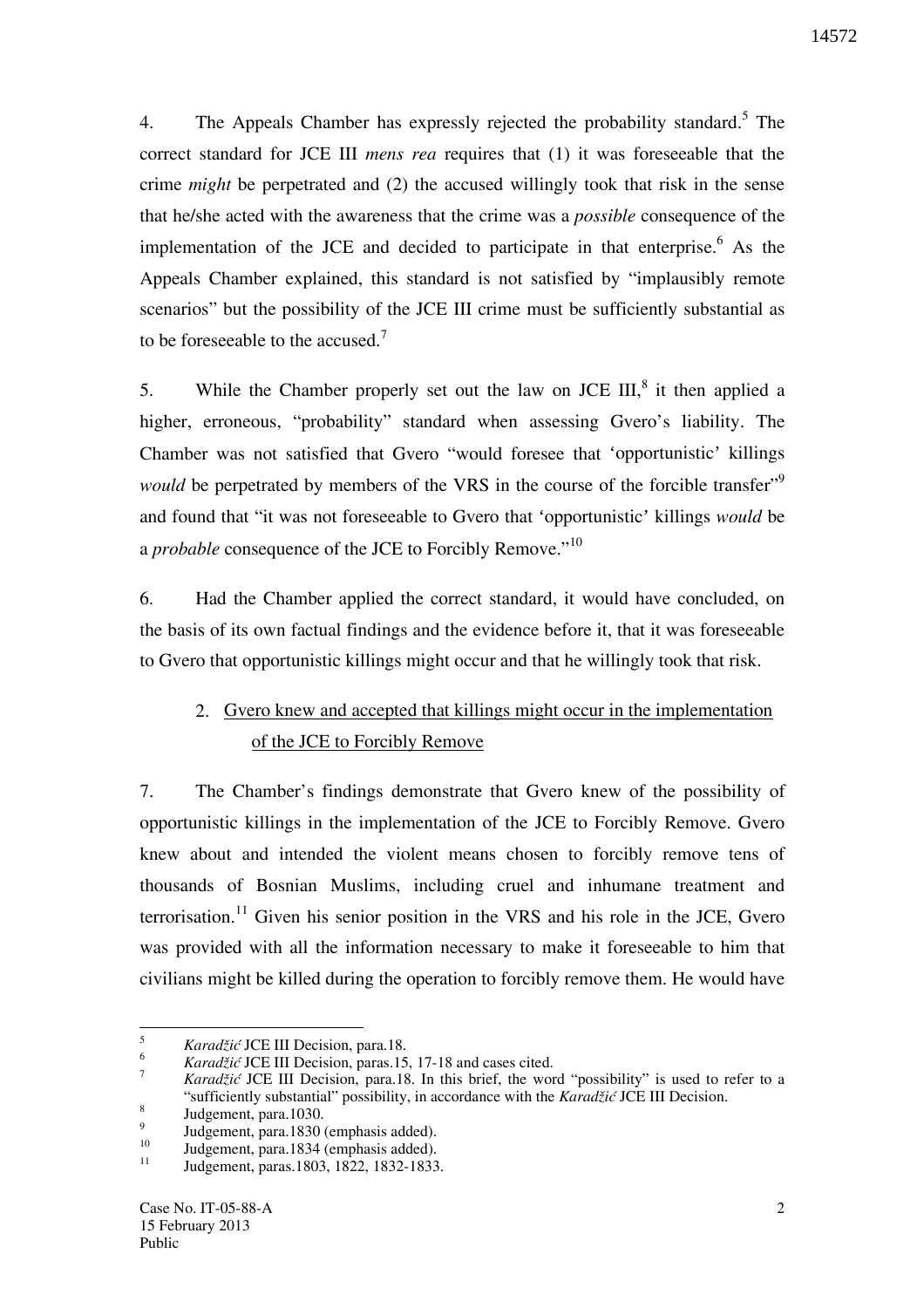4. The Appeals Chamber has expressly rejected the probability standard.[5] The correct standard for JCE III *mens rea* requires that (1) it was foreseeable that the crime *might* be perpetrated and (2) the accused willingly took that risk in the sense that he/she acted with the awareness that the crime was a *possible* consequence of the implementation of the JCE and decided to participate in that enterprise.[6] As the Appeals Chamber explained, this standard is not satisfied by "implausibly remote scenarios" but the possibility of the JCE III crime must be sufficiently substantial as to be foreseeable to the accused.[7]

5. While the Chamber properly set out the law on JCE III,[8] it then applied a higher, erroneous, "probability" standard when assessing Gvero's liability. The Chamber was not satisfied that Gvero "would foresee that 'opportunistic' killings *would* be perpetrated by members of the VRS in the course of the forcible transfer"[9] and found that "it was not foreseeable to Gvero that 'opportunistic' killings *would* be a *probable* consequence of the JCE to Forcibly Remove."[10]

6. Had the Chamber applied the correct standard, it would have concluded, on the basis of its own factual findings and the evidence before it, that it was foreseeable to Gvero that opportunistic killings might occur and that he willingly took that risk.

### 2. <u>Gvero knew and accepted that killings might occur in the implementation of the JCE to Forcibly Remove</u>

7. The Chamber's findings demonstrate that Gvero knew of the possibility of opportunistic killings in the implementation of the JCE to Forcibly Remove. Gvero knew about and intended the violent means chosen to forcibly remove tens of thousands of Bosnian Muslims, including cruel and inhumane treatment and terrorisation.[11] Given his senior position in the VRS and his role in the JCE, Gvero was provided with all the information necessary to make it foreseeable to him that civilians might be killed during the operation to forcibly remove them. He would have

---

[5] *Karadžić* JCE III Decision, para.18.

[6] *Karadžić* JCE III Decision, paras.15, 17-18 and cases cited.

[7] *Karadžić* JCE III Decision, para.18. In this brief, the word "possibility" is used to refer to a "sufficiently substantial" possibility, in accordance with the *Karadžić* JCE III Decision.

[8] Judgement, para.1030.

[9] Judgement, para.1830 (emphasis added).

[10] Judgement, para.1834 (emphasis added).

[11] Judgement, paras.1803, 1822, 1832-1833.

Case No. IT-05-88-A
15 February 2013
Public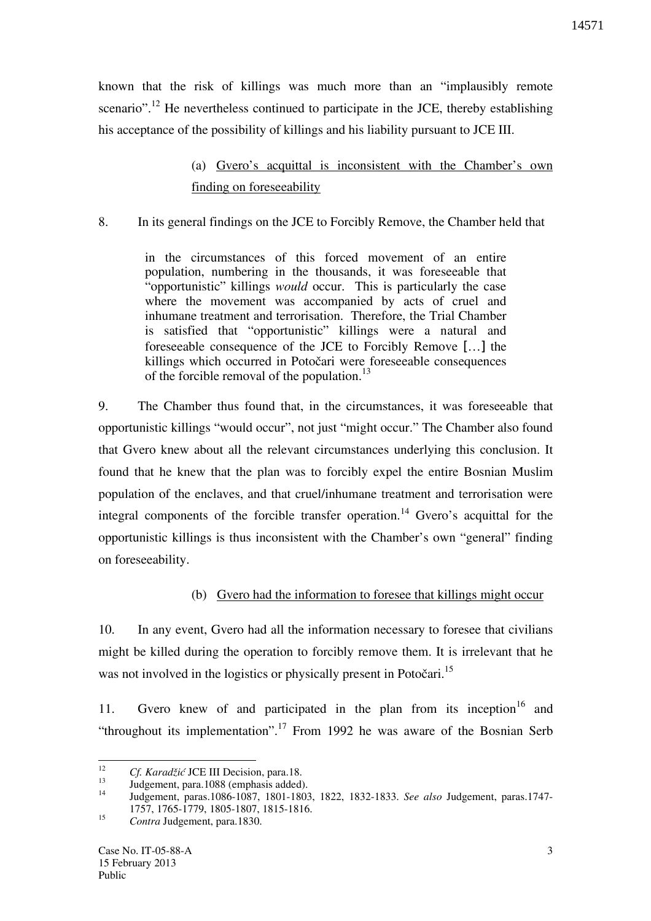known that the risk of killings was much more than an "implausibly remote scenario".[12] He nevertheless continued to participate in the JCE, thereby establishing his acceptance of the possibility of killings and his liability pursuant to JCE III.

(a) Gvero's acquittal is inconsistent with the Chamber's own finding on foreseeability

8. In its general findings on the JCE to Forcibly Remove, the Chamber held that

> in the circumstances of this forced movement of an entire population, numbering in the thousands, it was foreseeable that "opportunistic" killings *would* occur. This is particularly the case where the movement was accompanied by acts of cruel and inhumane treatment and terrorisation. Therefore, the Trial Chamber is satisfied that "opportunistic" killings were a natural and foreseeable consequence of the JCE to Forcibly Remove […] the killings which occurred in Potočari were foreseeable consequences of the forcible removal of the population.[13]

9. The Chamber thus found that, in the circumstances, it was foreseeable that opportunistic killings "would occur", not just "might occur." The Chamber also found that Gvero knew about all the relevant circumstances underlying this conclusion. It found that he knew that the plan was to forcibly expel the entire Bosnian Muslim population of the enclaves, and that cruel/inhumane treatment and terrorisation were integral components of the forcible transfer operation.[14] Gvero's acquittal for the opportunistic killings is thus inconsistent with the Chamber's own "general" finding on foreseeability.

(b) Gvero had the information to foresee that killings might occur

10. In any event, Gvero had all the information necessary to foresee that civilians might be killed during the operation to forcibly remove them. It is irrelevant that he was not involved in the logistics or physically present in Potočari.[15]

11. Gvero knew of and participated in the plan from its inception[16] and "throughout its implementation".[17] From 1992 he was aware of the Bosnian Serb

---

[12] *Cf. Karadžić* JCE III Decision, para.18.

[13] Judgement, para.1088 (emphasis added).

[14] Judgement, paras.1086-1087, 1801-1803, 1822, 1832-1833. *See also* Judgement, paras.1747-1757, 1765-1779, 1805-1807, 1815-1816.

[15] *Contra* Judgement, para.1830.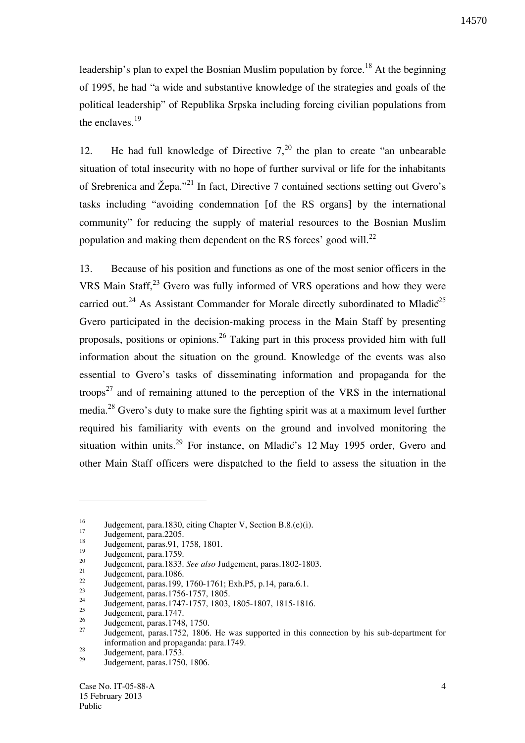leadership's plan to expel the Bosnian Muslim population by force.[18] At the beginning of 1995, he had "a wide and substantive knowledge of the strategies and goals of the political leadership" of Republika Srpska including forcing civilian populations from the enclaves.[19]

12. He had full knowledge of Directive 7,[20] the plan to create "an unbearable situation of total insecurity with no hope of further survival or life for the inhabitants of Srebrenica and Žepa."[21] In fact, Directive 7 contained sections setting out Gvero's tasks including "avoiding condemnation [of the RS organs] by the international community" for reducing the supply of material resources to the Bosnian Muslim population and making them dependent on the RS forces' good will.[22]

13. Because of his position and functions as one of the most senior officers in the VRS Main Staff,[23] Gvero was fully informed of VRS operations and how they were carried out.[24] As Assistant Commander for Morale directly subordinated to Mladić[25] Gvero participated in the decision-making process in the Main Staff by presenting proposals, positions or opinions.[26] Taking part in this process provided him with full information about the situation on the ground. Knowledge of the events was also essential to Gvero's tasks of disseminating information and propaganda for the troops[27] and of remaining attuned to the perception of the VRS in the international media.[28] Gvero's duty to make sure the fighting spirit was at a maximum level further required his familiarity with events on the ground and involved monitoring the situation within units.[29] For instance, on Mladić's 12 May 1995 order, Gvero and other Main Staff officers were dispatched to the field to assess the situation in the

---

[16] Judgement, para.1830, citing Chapter V, Section B.8.(e)(i).
[17] Judgement, para.2205.
[18] Judgement, paras.91, 1758, 1801.
[19] Judgement, para.1759.
[20] Judgement, para.1833. *See also* Judgement, paras.1802-1803.
[21] Judgement, para.1086.
[22] Judgement, paras.199, 1760-1761; Exh.P5, p.14, para.6.1.
[23] Judgement, paras.1756-1757, 1805.
[24] Judgement, paras.1747-1757, 1803, 1805-1807, 1815-1816.
[25] Judgement, para.1747.
[26] Judgement, paras.1748, 1750.
[27] Judgement, paras.1752, 1806. He was supported in this connection by his sub-department for information and propaganda: para.1749.
[28] Judgement, para.1753.
[29] Judgement, paras.1750, 1806.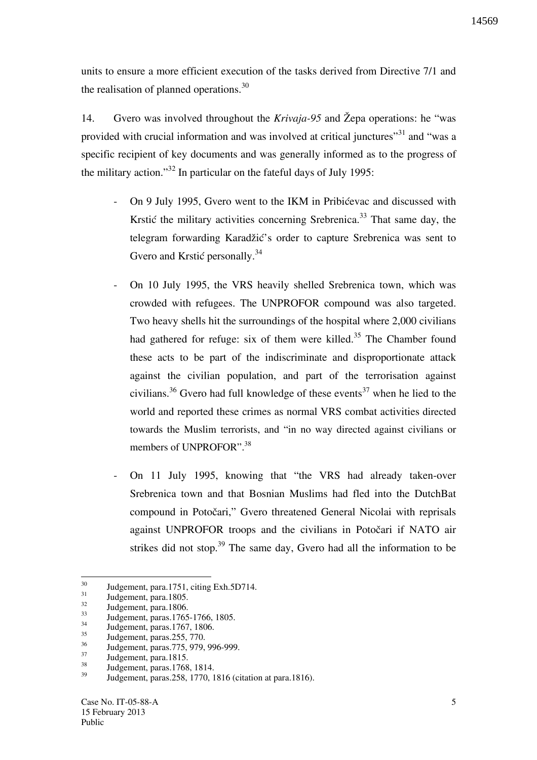units to ensure a more efficient execution of the tasks derived from Directive 7/1 and the realisation of planned operations.[30]

14. Gvero was involved throughout the *Krivaja-95* and Žepa operations: he "was provided with crucial information and was involved at critical junctures"[31] and "was a specific recipient of key documents and was generally informed as to the progress of the military action."[32] In particular on the fateful days of July 1995:

- On 9 July 1995, Gvero went to the IKM in Pribićevac and discussed with Krstić the military activities concerning Srebrenica.[33] That same day, the telegram forwarding Karadžić's order to capture Srebrenica was sent to Gvero and Krstić personally.[34]

- On 10 July 1995, the VRS heavily shelled Srebrenica town, which was crowded with refugees. The UNPROFOR compound was also targeted. Two heavy shells hit the surroundings of the hospital where 2,000 civilians had gathered for refuge: six of them were killed.[35] The Chamber found these acts to be part of the indiscriminate and disproportionate attack against the civilian population, and part of the terrorisation against civilians.[36] Gvero had full knowledge of these events[37] when he lied to the world and reported these crimes as normal VRS combat activities directed towards the Muslim terrorists, and "in no way directed against civilians or members of UNPROFOR".[38]

- On 11 July 1995, knowing that "the VRS had already taken-over Srebrenica town and that Bosnian Muslims had fled into the DutchBat compound in Potočari," Gvero threatened General Nicolai with reprisals against UNPROFOR troops and the civilians in Potočari if NATO air strikes did not stop.[39] The same day, Gvero had all the information to be

---

[30] Judgement, para.1751, citing Exh.5D714.
[31] Judgement, para.1805.
[32] Judgement, para.1806.
[33] Judgement, paras.1765-1766, 1805.
[34] Judgement, paras.1767, 1806.
[35] Judgement, paras.255, 770.
[36] Judgement, paras.775, 979, 996-999.
[37] Judgement, para.1815.
[38] Judgement, paras.1768, 1814.
[39] Judgement, paras.258, 1770, 1816 (citation at para.1816).

Case No. IT-05-88-A
15 February 2013
Public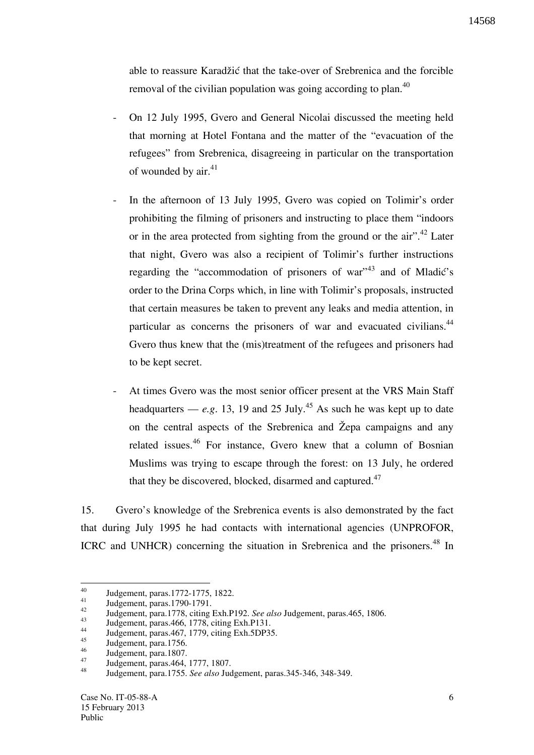able to reassure Karadžić that the take-over of Srebrenica and the forcible removal of the civilian population was going according to plan.[40]

- On 12 July 1995, Gvero and General Nicolai discussed the meeting held that morning at Hotel Fontana and the matter of the "evacuation of the refugees" from Srebrenica, disagreeing in particular on the transportation of wounded by air.[41]

- In the afternoon of 13 July 1995, Gvero was copied on Tolimir's order prohibiting the filming of prisoners and instructing to place them "indoors or in the area protected from sighting from the ground or the air".[42] Later that night, Gvero was also a recipient of Tolimir's further instructions regarding the "accommodation of prisoners of war"[43] and of Mladić's order to the Drina Corps which, in line with Tolimir's proposals, instructed that certain measures be taken to prevent any leaks and media attention, in particular as concerns the prisoners of war and evacuated civilians.[44] Gvero thus knew that the (mis)treatment of the refugees and prisoners had to be kept secret.

- At times Gvero was the most senior officer present at the VRS Main Staff headquarters — *e.g.* 13, 19 and 25 July.[45] As such he was kept up to date on the central aspects of the Srebrenica and Žepa campaigns and any related issues.[46] For instance, Gvero knew that a column of Bosnian Muslims was trying to escape through the forest: on 13 July, he ordered that they be discovered, blocked, disarmed and captured.[47]

15. Gvero's knowledge of the Srebrenica events is also demonstrated by the fact that during July 1995 he had contacts with international agencies (UNPROFOR, ICRC and UNHCR) concerning the situation in Srebrenica and the prisoners.[48] In

---

[40] Judgement, paras.1772-1775, 1822.

[41] Judgement, paras.1790-1791.

[42] Judgement, para.1778, citing Exh.P192. *See also* Judgement, paras.465, 1806.

[43] Judgement, paras.466, 1778, citing Exh.P131.

[44] Judgement, paras.467, 1779, citing Exh.5DP35.

[45] Judgement, para.1756.

[46] Judgement, para.1807.

[47] Judgement, paras.464, 1777, 1807.

[48] Judgement, para.1755. *See also* Judgement, paras.345-346, 348-349.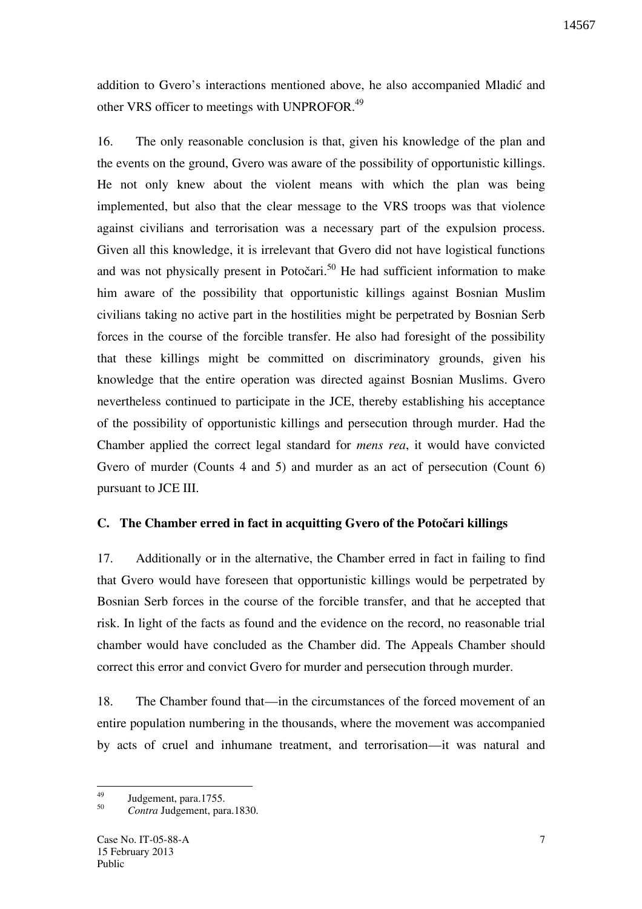addition to Gvero's interactions mentioned above, he also accompanied Mladić and other VRS officer to meetings with UNPROFOR.[49]

16. The only reasonable conclusion is that, given his knowledge of the plan and the events on the ground, Gvero was aware of the possibility of opportunistic killings. He not only knew about the violent means with which the plan was being implemented, but also that the clear message to the VRS troops was that violence against civilians and terrorisation was a necessary part of the expulsion process. Given all this knowledge, it is irrelevant that Gvero did not have logistical functions and was not physically present in Potočari.[50] He had sufficient information to make him aware of the possibility that opportunistic killings against Bosnian Muslim civilians taking no active part in the hostilities might be perpetrated by Bosnian Serb forces in the course of the forcible transfer. He also had foresight of the possibility that these killings might be committed on discriminatory grounds, given his knowledge that the entire operation was directed against Bosnian Muslims. Gvero nevertheless continued to participate in the JCE, thereby establishing his acceptance of the possibility of opportunistic killings and persecution through murder. Had the Chamber applied the correct legal standard for *mens rea*, it would have convicted Gvero of murder (Counts 4 and 5) and murder as an act of persecution (Count 6) pursuant to JCE III.

## C. The Chamber erred in fact in acquitting Gvero of the Potočari killings

17. Additionally or in the alternative, the Chamber erred in fact in failing to find that Gvero would have foreseen that opportunistic killings would be perpetrated by Bosnian Serb forces in the course of the forcible transfer, and that he accepted that risk. In light of the facts as found and the evidence on the record, no reasonable trial chamber would have concluded as the Chamber did. The Appeals Chamber should correct this error and convict Gvero for murder and persecution through murder.

18. The Chamber found that—in the circumstances of the forced movement of an entire population numbering in the thousands, where the movement was accompanied by acts of cruel and inhumane treatment, and terrorisation—it was natural and

---

[49] Judgement, para.1755.

[50] *Contra* Judgement, para.1830.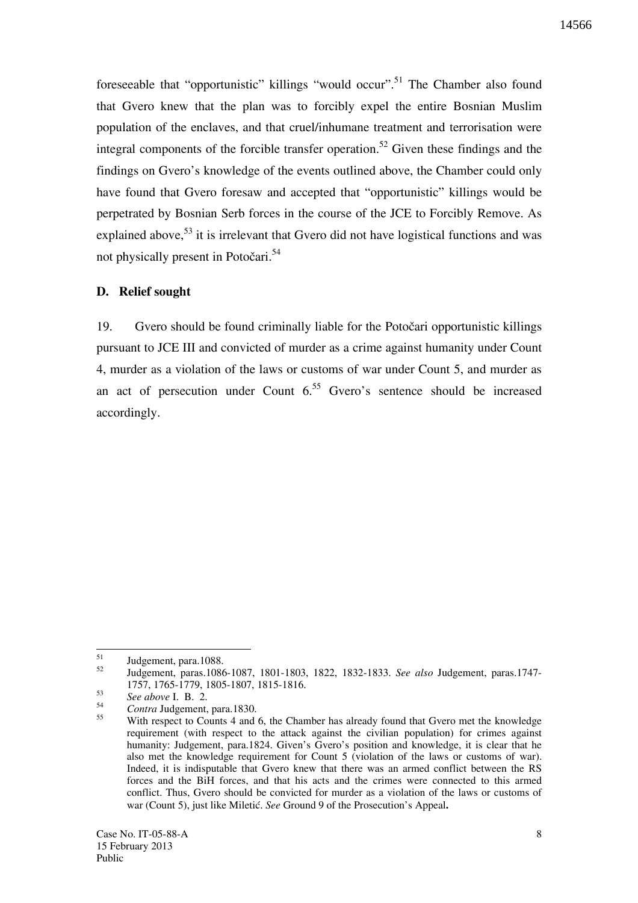foreseeable that "opportunistic" killings "would occur".[51] The Chamber also found that Gvero knew that the plan was to forcibly expel the entire Bosnian Muslim population of the enclaves, and that cruel/inhumane treatment and terrorisation were integral components of the forcible transfer operation.[52] Given these findings and the findings on Gvero's knowledge of the events outlined above, the Chamber could only have found that Gvero foresaw and accepted that "opportunistic" killings would be perpetrated by Bosnian Serb forces in the course of the JCE to Forcibly Remove. As explained above,[53] it is irrelevant that Gvero did not have logistical functions and was not physically present in Potočari.[54]

### D. Relief sought

19. Gvero should be found criminally liable for the Potočari opportunistic killings pursuant to JCE III and convicted of murder as a crime against humanity under Count 4, murder as a violation of the laws or customs of war under Count 5, and murder as an act of persecution under Count 6.[55] Gvero's sentence should be increased accordingly.

---

[51] Judgement, para.1088.

[52] Judgement, paras.1086-1087, 1801-1803, 1822, 1832-1833. *See also* Judgement, paras.1747-1757, 1765-1779, 1805-1807, 1815-1816.

[53] *See above* I. B. 2.

[54] *Contra* Judgement, para.1830.

[55] With respect to Counts 4 and 6, the Chamber has already found that Gvero met the knowledge requirement (with respect to the attack against the civilian population) for crimes against humanity: Judgement, para.1824. Given's Gvero's position and knowledge, it is clear that he also met the knowledge requirement for Count 5 (violation of the laws or customs of war). Indeed, it is indisputable that Gvero knew that there was an armed conflict between the RS forces and the BiH forces, and that his acts and the crimes were connected to this armed conflict. Thus, Gvero should be convicted for murder as a violation of the laws or customs of war (Count 5), just like Miletić. *See* Ground 9 of the Prosecution's Appeal**.**

Case No. IT-05-88-A
15 February 2013
Public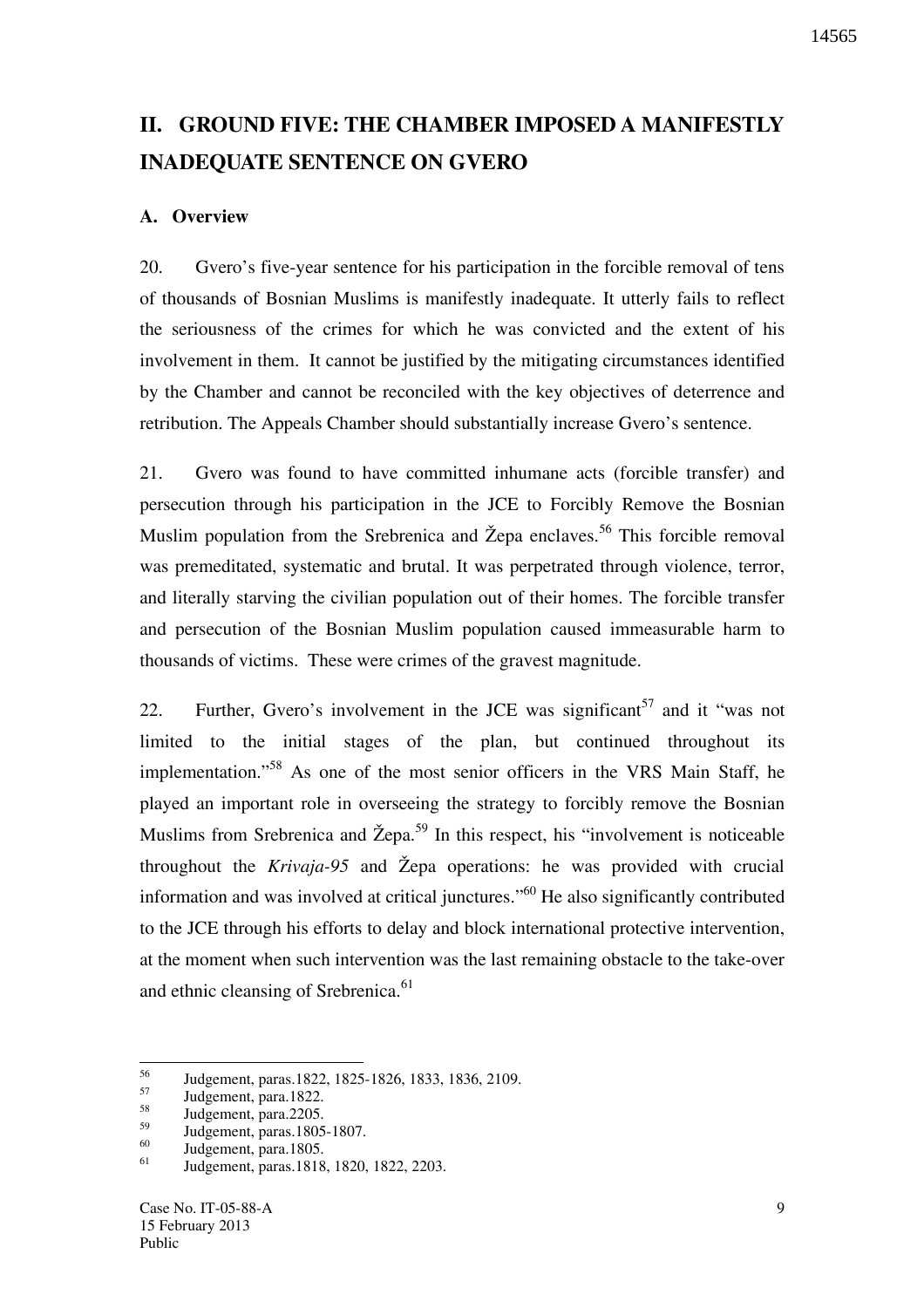## II. GROUND FIVE: THE CHAMBER IMPOSED A MANIFESTLY INADEQUATE SENTENCE ON GVERO

### A. Overview

20. Gvero's five-year sentence for his participation in the forcible removal of tens of thousands of Bosnian Muslims is manifestly inadequate. It utterly fails to reflect the seriousness of the crimes for which he was convicted and the extent of his involvement in them. It cannot be justified by the mitigating circumstances identified by the Chamber and cannot be reconciled with the key objectives of deterrence and retribution. The Appeals Chamber should substantially increase Gvero's sentence.

21. Gvero was found to have committed inhumane acts (forcible transfer) and persecution through his participation in the JCE to Forcibly Remove the Bosnian Muslim population from the Srebrenica and Žepa enclaves.[56] This forcible removal was premeditated, systematic and brutal. It was perpetrated through violence, terror, and literally starving the civilian population out of their homes. The forcible transfer and persecution of the Bosnian Muslim population caused immeasurable harm to thousands of victims. These were crimes of the gravest magnitude.

22. Further, Gvero's involvement in the JCE was significant[57] and it "was not limited to the initial stages of the plan, but continued throughout its implementation."[58] As one of the most senior officers in the VRS Main Staff, he played an important role in overseeing the strategy to forcibly remove the Bosnian Muslims from Srebrenica and Žepa.[59] In this respect, his "involvement is noticeable throughout the *Krivaja-95* and Žepa operations: he was provided with crucial information and was involved at critical junctures."[60] He also significantly contributed to the JCE through his efforts to delay and block international protective intervention, at the moment when such intervention was the last remaining obstacle to the take-over and ethnic cleansing of Srebrenica.[61]

---

[56] Judgement, paras.1822, 1825-1826, 1833, 1836, 2109.

[57] Judgement, para.1822.

[58] Judgement, para.2205.

[59] Judgement, paras.1805-1807.

[60] Judgement, para.1805.

[61] Judgement, paras.1818, 1820, 1822, 2203.

Case No. IT-05-88-A
15 February 2013
Public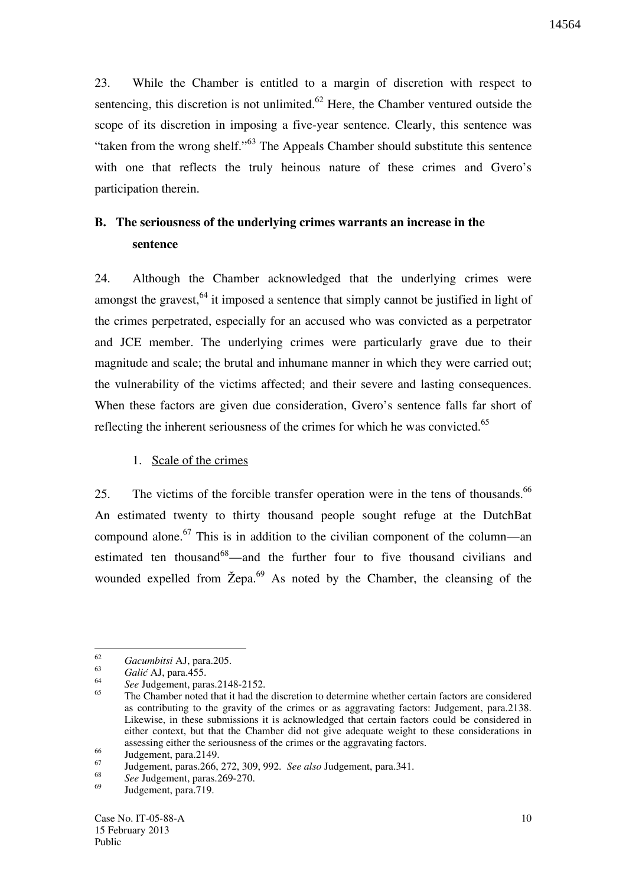23. While the Chamber is entitled to a margin of discretion with respect to sentencing, this discretion is not unlimited.[62] Here, the Chamber ventured outside the scope of its discretion in imposing a five-year sentence. Clearly, this sentence was "taken from the wrong shelf."[63] The Appeals Chamber should substitute this sentence with one that reflects the truly heinous nature of these crimes and Gvero's participation therein.

## B. The seriousness of the underlying crimes warrants an increase in the sentence

24. Although the Chamber acknowledged that the underlying crimes were amongst the gravest,[64] it imposed a sentence that simply cannot be justified in light of the crimes perpetrated, especially for an accused who was convicted as a perpetrator and JCE member. The underlying crimes were particularly grave due to their magnitude and scale; the brutal and inhumane manner in which they were carried out; the vulnerability of the victims affected; and their severe and lasting consequences. When these factors are given due consideration, Gvero's sentence falls far short of reflecting the inherent seriousness of the crimes for which he was convicted.[65]

### 1. Scale of the crimes

25. The victims of the forcible transfer operation were in the tens of thousands.[66] An estimated twenty to thirty thousand people sought refuge at the DutchBat compound alone.[67] This is in addition to the civilian component of the column—an estimated ten thousand[68]—and the further four to five thousand civilians and wounded expelled from Žepa.[69] As noted by the Chamber, the cleansing of the

---

[62] *Gacumbitsi* AJ, para.205.

[63] *Galić* AJ, para.455.

[64] *See* Judgement, paras.2148-2152.

[65] The Chamber noted that it had the discretion to determine whether certain factors are considered as contributing to the gravity of the crimes or as aggravating factors: Judgement, para.2138. Likewise, in these submissions it is acknowledged that certain factors could be considered in either context, but that the Chamber did not give adequate weight to these considerations in assessing either the seriousness of the crimes or the aggravating factors.

[66] Judgement, para.2149.

[67] Judgement, paras.266, 272, 309, 992. *See also* Judgement, para.341.

[68] *See* Judgement, paras.269-270.

[69] Judgement, para.719.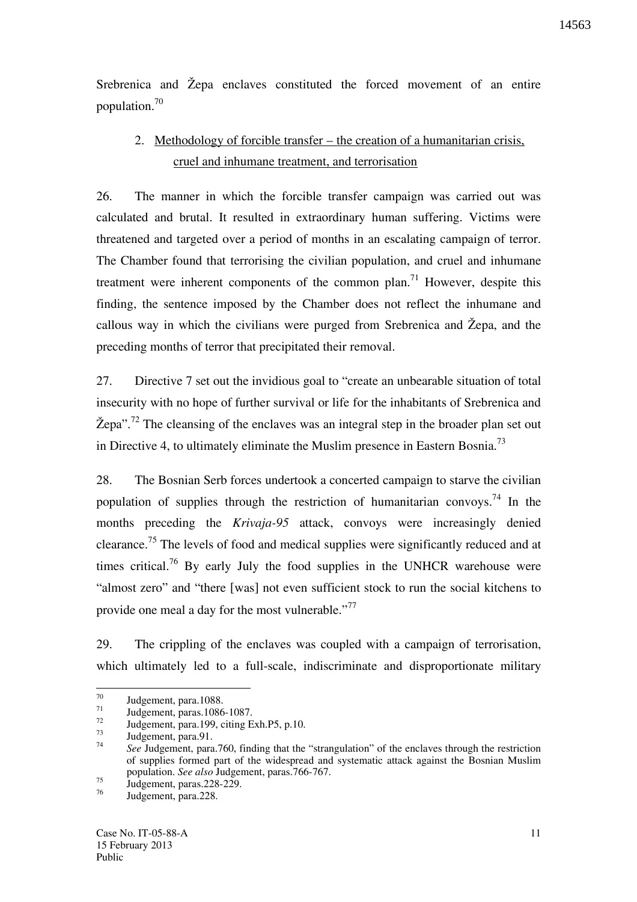Srebrenica and Žepa enclaves constituted the forced movement of an entire population.[70]

2. Methodology of forcible transfer – the creation of a humanitarian crisis, cruel and inhumane treatment, and terrorisation

26. The manner in which the forcible transfer campaign was carried out was calculated and brutal. It resulted in extraordinary human suffering. Victims were threatened and targeted over a period of months in an escalating campaign of terror. The Chamber found that terrorising the civilian population, and cruel and inhumane treatment were inherent components of the common plan.[71] However, despite this finding, the sentence imposed by the Chamber does not reflect the inhumane and callous way in which the civilians were purged from Srebrenica and Žepa, and the preceding months of terror that precipitated their removal.

27. Directive 7 set out the invidious goal to "create an unbearable situation of total insecurity with no hope of further survival or life for the inhabitants of Srebrenica and Žepa".[72] The cleansing of the enclaves was an integral step in the broader plan set out in Directive 4, to ultimately eliminate the Muslim presence in Eastern Bosnia.[73]

28. The Bosnian Serb forces undertook a concerted campaign to starve the civilian population of supplies through the restriction of humanitarian convoys.[74] In the months preceding the *Krivaja-95* attack, convoys were increasingly denied clearance.[75] The levels of food and medical supplies were significantly reduced and at times critical.[76] By early July the food supplies in the UNHCR warehouse were "almost zero" and "there [was] not even sufficient stock to run the social kitchens to provide one meal a day for the most vulnerable."[77]

29. The crippling of the enclaves was coupled with a campaign of terrorisation, which ultimately led to a full-scale, indiscriminate and disproportionate military

---

[70] Judgement, para.1088.

[71] Judgement, paras.1086-1087.

[72] Judgement, para.199, citing Exh.P5, p.10.

[73] Judgement, para.91.

[74] *See* Judgement, para.760, finding that the "strangulation" of the enclaves through the restriction of supplies formed part of the widespread and systematic attack against the Bosnian Muslim population. *See also* Judgement, paras.766-767.

[75] Judgement, paras.228-229.

[76] Judgement, para.228.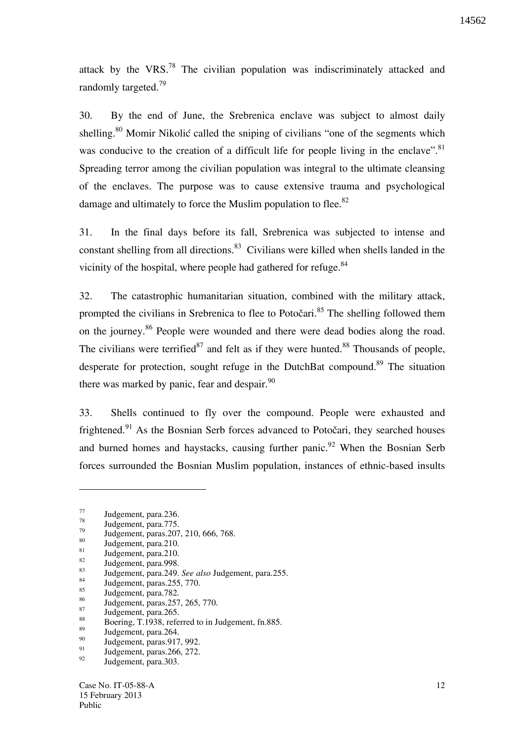attack by the VRS.[78] The civilian population was indiscriminately attacked and randomly targeted.[79]

30. By the end of June, the Srebrenica enclave was subject to almost daily shelling.[80] Momir Nikolić called the sniping of civilians "one of the segments which was conducive to the creation of a difficult life for people living in the enclave".[81] Spreading terror among the civilian population was integral to the ultimate cleansing of the enclaves. The purpose was to cause extensive trauma and psychological damage and ultimately to force the Muslim population to flee.[82]

31. In the final days before its fall, Srebrenica was subjected to intense and constant shelling from all directions.[83] Civilians were killed when shells landed in the vicinity of the hospital, where people had gathered for refuge.[84]

32. The catastrophic humanitarian situation, combined with the military attack, prompted the civilians in Srebrenica to flee to Potočari.[85] The shelling followed them on the journey.[86] People were wounded and there were dead bodies along the road. The civilians were terrified[87] and felt as if they were hunted.[88] Thousands of people, desperate for protection, sought refuge in the DutchBat compound.[89] The situation there was marked by panic, fear and despair.[90]

33. Shells continued to fly over the compound. People were exhausted and frightened.[91] As the Bosnian Serb forces advanced to Potočari, they searched houses and burned homes and haystacks, causing further panic.[92] When the Bosnian Serb forces surrounded the Bosnian Muslim population, instances of ethnic-based insults

---

77 Judgement, para.236.
78 Judgement, para.775.
79 Judgement, paras.207, 210, 666, 768.
80 Judgement, para.210.
81 Judgement, para.210.
82 Judgement, para.998.
83 Judgement, para.249. *See also* Judgement, para.255.
84 Judgement, paras.255, 770.
85 Judgement, para.782.
86 Judgement, paras.257, 265, 770.
87 Judgement, para.265.
88 Boering, T.1938, referred to in Judgement, fn.885.
89 Judgement, para.264.
90 Judgement, paras.917, 992.
91 Judgement, paras.266, 272.
92 Judgement, para.303.

Case No. IT-05-88-A
15 February 2013
Public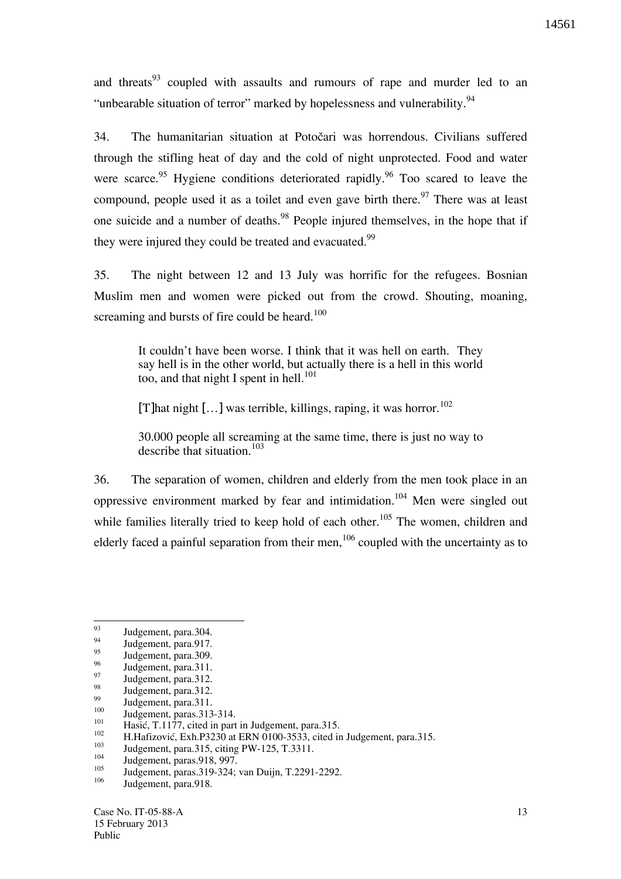and threats[93] coupled with assaults and rumours of rape and murder led to an "unbearable situation of terror" marked by hopelessness and vulnerability.[94]

34. The humanitarian situation at Potočari was horrendous. Civilians suffered through the stifling heat of day and the cold of night unprotected. Food and water were scarce.[95] Hygiene conditions deteriorated rapidly.[96] Too scared to leave the compound, people used it as a toilet and even gave birth there.[97] There was at least one suicide and a number of deaths.[98] People injured themselves, in the hope that if they were injured they could be treated and evacuated.[99]

35. The night between 12 and 13 July was horrific for the refugees. Bosnian Muslim men and women were picked out from the crowd. Shouting, moaning, screaming and bursts of fire could be heard.[100]

> It couldn't have been worse. I think that it was hell on earth. They say hell is in the other world, but actually there is a hell in this world too, and that night I spent in hell.[101]
>
> [T]hat night […] was terrible, killings, raping, it was horror.[102]
>
> 30.000 people all screaming at the same time, there is just no way to describe that situation.[103]

36. The separation of women, children and elderly from the men took place in an oppressive environment marked by fear and intimidation.[104] Men were singled out while families literally tried to keep hold of each other.[105] The women, children and elderly faced a painful separation from their men,[106] coupled with the uncertainty as to

---

[93] Judgement, para.304.
[94] Judgement, para.917.
[95] Judgement, para.309.
[96] Judgement, para.311.
[97] Judgement, para.312.
[98] Judgement, para.312.
[99] Judgement, para.311.
[100] Judgement, paras.313-314.
[101] Hasić, T.1177, cited in part in Judgement, para.315.
[102] H.Hafizović, Exh.P3230 at ERN 0100-3533, cited in Judgement, para.315.
[103] Judgement, para.315, citing PW-125, T.3311.
[104] Judgement, paras.918, 997.
[105] Judgement, paras.319-324; van Duijn, T.2291-2292.
[106] Judgement, para.918.

Case No. IT-05-88-A
15 February 2013
Public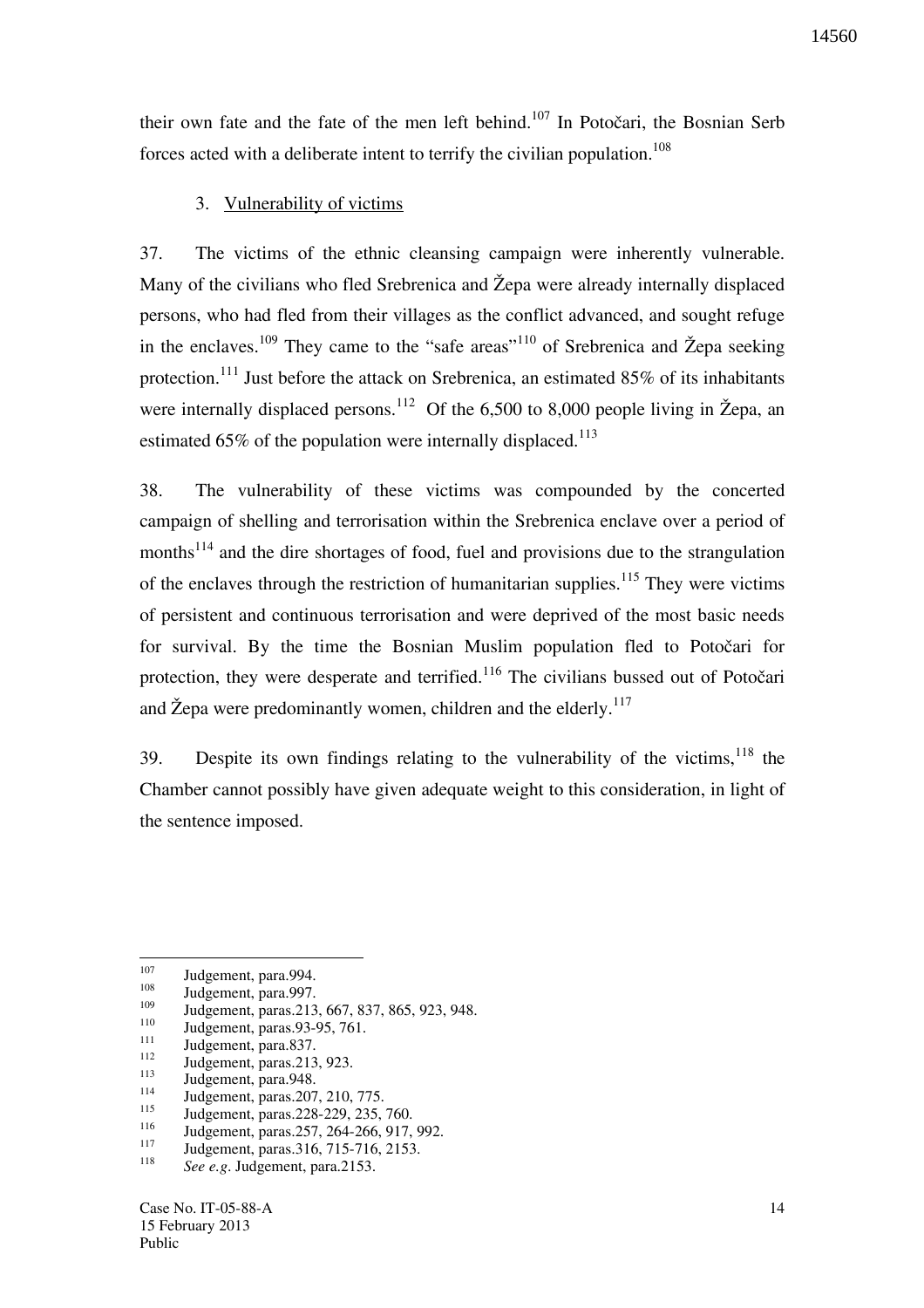their own fate and the fate of the men left behind.[107] In Potočari, the Bosnian Serb forces acted with a deliberate intent to terrify the civilian population.[108]

3. Vulnerability of victims

37. The victims of the ethnic cleansing campaign were inherently vulnerable. Many of the civilians who fled Srebrenica and Žepa were already internally displaced persons, who had fled from their villages as the conflict advanced, and sought refuge in the enclaves.[109] They came to the "safe areas"[110] of Srebrenica and Žepa seeking protection.[111] Just before the attack on Srebrenica, an estimated 85% of its inhabitants were internally displaced persons.[112] Of the 6,500 to 8,000 people living in Žepa, an estimated 65% of the population were internally displaced.[113]

38. The vulnerability of these victims was compounded by the concerted campaign of shelling and terrorisation within the Srebrenica enclave over a period of months[114] and the dire shortages of food, fuel and provisions due to the strangulation of the enclaves through the restriction of humanitarian supplies.[115] They were victims of persistent and continuous terrorisation and were deprived of the most basic needs for survival. By the time the Bosnian Muslim population fled to Potočari for protection, they were desperate and terrified.[116] The civilians bussed out of Potočari and Žepa were predominantly women, children and the elderly.[117]

39. Despite its own findings relating to the vulnerability of the victims,[118] the Chamber cannot possibly have given adequate weight to this consideration, in light of the sentence imposed.

---

[107] Judgement, para.994.
[108] Judgement, para.997.
[109] Judgement, paras.213, 667, 837, 865, 923, 948.
[110] Judgement, paras.93-95, 761.
[111] Judgement, para.837.
[112] Judgement, paras.213, 923.
[113] Judgement, para.948.
[114] Judgement, paras.207, 210, 775.
[115] Judgement, paras.228-229, 235, 760.
[116] Judgement, paras.257, 264-266, 917, 992.
[117] Judgement, paras.316, 715-716, 2153.
[118] *See e.g.* Judgement, para.2153.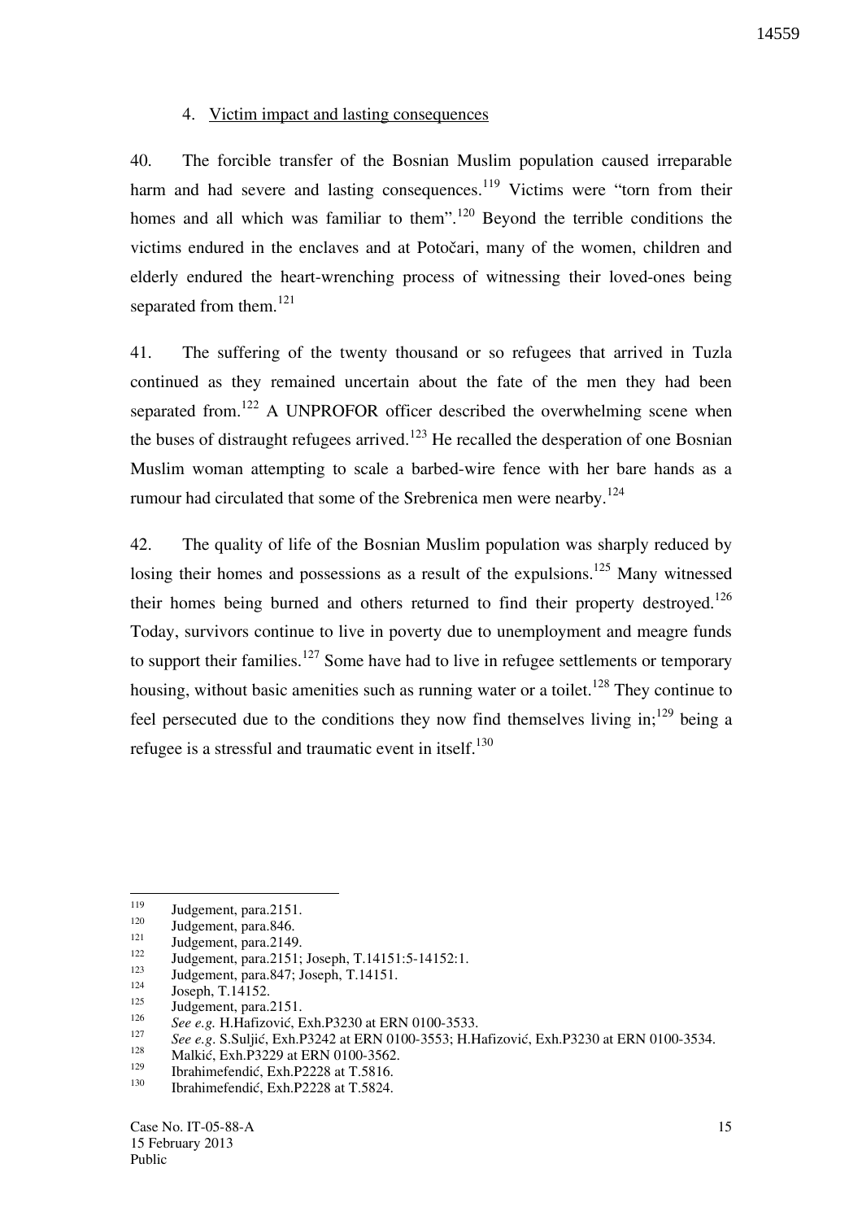### 4. Victim impact and lasting consequences

40. The forcible transfer of the Bosnian Muslim population caused irreparable harm and had severe and lasting consequences.[119] Victims were "torn from their homes and all which was familiar to them".[120] Beyond the terrible conditions the victims endured in the enclaves and at Potočari, many of the women, children and elderly endured the heart-wrenching process of witnessing their loved-ones being separated from them.[121]

41. The suffering of the twenty thousand or so refugees that arrived in Tuzla continued as they remained uncertain about the fate of the men they had been separated from.[122] A UNPROFOR officer described the overwhelming scene when the buses of distraught refugees arrived.[123] He recalled the desperation of one Bosnian Muslim woman attempting to scale a barbed-wire fence with her bare hands as a rumour had circulated that some of the Srebrenica men were nearby.[124]

42. The quality of life of the Bosnian Muslim population was sharply reduced by losing their homes and possessions as a result of the expulsions.[125] Many witnessed their homes being burned and others returned to find their property destroyed.[126] Today, survivors continue to live in poverty due to unemployment and meagre funds to support their families.[127] Some have had to live in refugee settlements or temporary housing, without basic amenities such as running water or a toilet.[128] They continue to feel persecuted due to the conditions they now find themselves living in;[129] being a refugee is a stressful and traumatic event in itself.[130]

---

[119] Judgement, para.2151.
[120] Judgement, para.846.
[121] Judgement, para.2149.
[122] Judgement, para.2151; Joseph, T.14151:5-14152:1.
[123] Judgement, para.847; Joseph, T.14151.
[124] Joseph, T.14152.
[125] Judgement, para.2151.
[126] *See e.g.* H.Hafizović, Exh.P3230 at ERN 0100-3533.
[127] *See e.g.* S.Suljić, Exh.P3242 at ERN 0100-3553; H.Hafizović, Exh.P3230 at ERN 0100-3534.
[128] Malkić, Exh.P3229 at ERN 0100-3562.
[129] Ibrahimefendić, Exh.P2228 at T.5816.
[130] Ibrahimefendić, Exh.P2228 at T.5824.

Case No. IT-05-88-A
15 February 2013
Public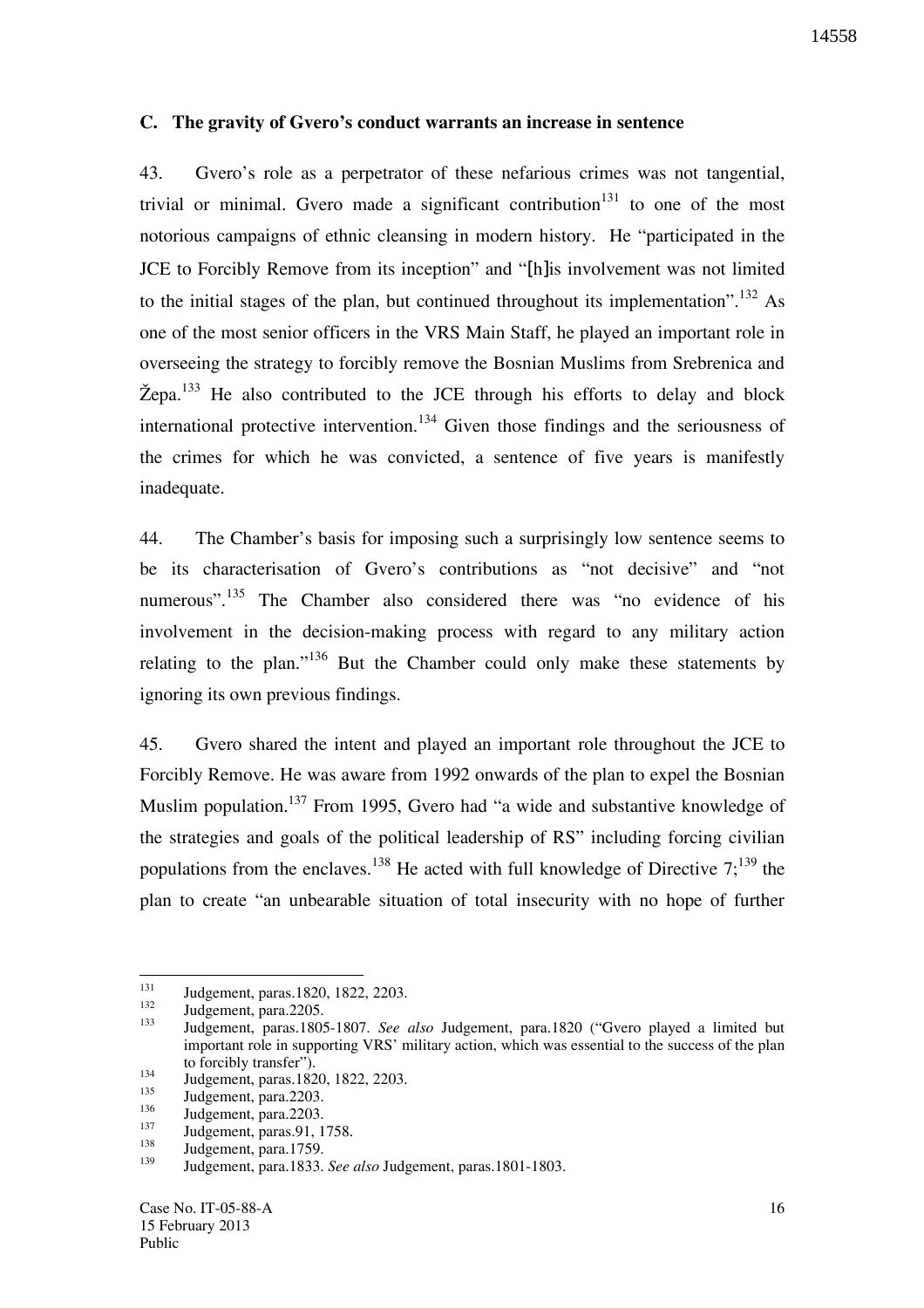### C. The gravity of Gvero's conduct warrants an increase in sentence

43. Gvero's role as a perpetrator of these nefarious crimes was not tangential, trivial or minimal. Gvero made a significant contribution[131] to one of the most notorious campaigns of ethnic cleansing in modern history. He "participated in the JCE to Forcibly Remove from its inception" and "[h]is involvement was not limited to the initial stages of the plan, but continued throughout its implementation".[132] As one of the most senior officers in the VRS Main Staff, he played an important role in overseeing the strategy to forcibly remove the Bosnian Muslims from Srebrenica and Žepa.[133] He also contributed to the JCE through his efforts to delay and block international protective intervention.[134] Given those findings and the seriousness of the crimes for which he was convicted, a sentence of five years is manifestly inadequate.

44. The Chamber's basis for imposing such a surprisingly low sentence seems to be its characterisation of Gvero's contributions as "not decisive" and "not numerous".[135] The Chamber also considered there was "no evidence of his involvement in the decision-making process with regard to any military action relating to the plan."[136] But the Chamber could only make these statements by ignoring its own previous findings.

45. Gvero shared the intent and played an important role throughout the JCE to Forcibly Remove. He was aware from 1992 onwards of the plan to expel the Bosnian Muslim population.[137] From 1995, Gvero had "a wide and substantive knowledge of the strategies and goals of the political leadership of RS" including forcing civilian populations from the enclaves.[138] He acted with full knowledge of Directive 7;[139] the plan to create "an unbearable situation of total insecurity with no hope of further

---

[131] Judgement, paras.1820, 1822, 2203.

[132] Judgement, para.2205.

[133] Judgement, paras.1805-1807. *See also* Judgement, para.1820 ("Gvero played a limited but important role in supporting VRS' military action, which was essential to the success of the plan to forcibly transfer").

[134] Judgement, paras.1820, 1822, 2203.

[135] Judgement, para.2203.

[136] Judgement, para.2203.

[137] Judgement, paras.91, 1758.

[138] Judgement, para.1759.

[139] Judgement, para.1833. *See also* Judgement, paras.1801-1803.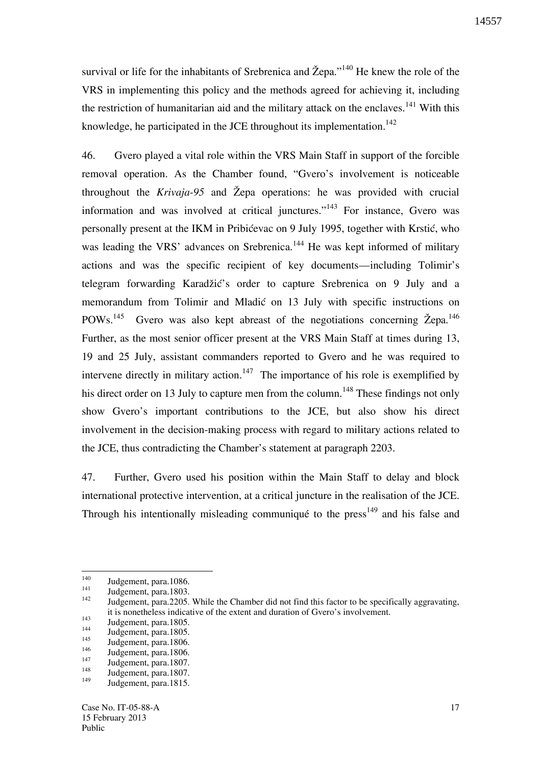survival or life for the inhabitants of Srebrenica and Žepa."[140] He knew the role of the VRS in implementing this policy and the methods agreed for achieving it, including the restriction of humanitarian aid and the military attack on the enclaves.[141] With this knowledge, he participated in the JCE throughout its implementation.[142]

46. Gvero played a vital role within the VRS Main Staff in support of the forcible removal operation. As the Chamber found, "Gvero's involvement is noticeable throughout the *Krivaja-95* and Žepa operations: he was provided with crucial information and was involved at critical junctures."[143] For instance, Gvero was personally present at the IKM in Pribićevac on 9 July 1995, together with Krstić, who was leading the VRS' advances on Srebrenica.[144] He was kept informed of military actions and was the specific recipient of key documents—including Tolimir's telegram forwarding Karadžić's order to capture Srebrenica on 9 July and a memorandum from Tolimir and Mladić on 13 July with specific instructions on POWs.[145] Gvero was also kept abreast of the negotiations concerning Žepa.[146] Further, as the most senior officer present at the VRS Main Staff at times during 13, 19 and 25 July, assistant commanders reported to Gvero and he was required to intervene directly in military action.[147] The importance of his role is exemplified by his direct order on 13 July to capture men from the column.[148] These findings not only show Gvero's important contributions to the JCE, but also show his direct involvement in the decision-making process with regard to military actions related to the JCE, thus contradicting the Chamber's statement at paragraph 2203.

47. Further, Gvero used his position within the Main Staff to delay and block international protective intervention, at a critical juncture in the realisation of the JCE. Through his intentionally misleading communiqué to the press[149] and his false and

---

[140] Judgement, para.1086.
[141] Judgement, para.1803.
[142] Judgement, para.2205. While the Chamber did not find this factor to be specifically aggravating, it is nonetheless indicative of the extent and duration of Gvero's involvement.
[143] Judgement, para.1805.
[144] Judgement, para.1805.
[145] Judgement, para.1806.
[146] Judgement, para.1806.
[147] Judgement, para.1807.
[148] Judgement, para.1807.
[149] Judgement, para.1815.

Case No. IT-05-88-A
15 February 2013
Public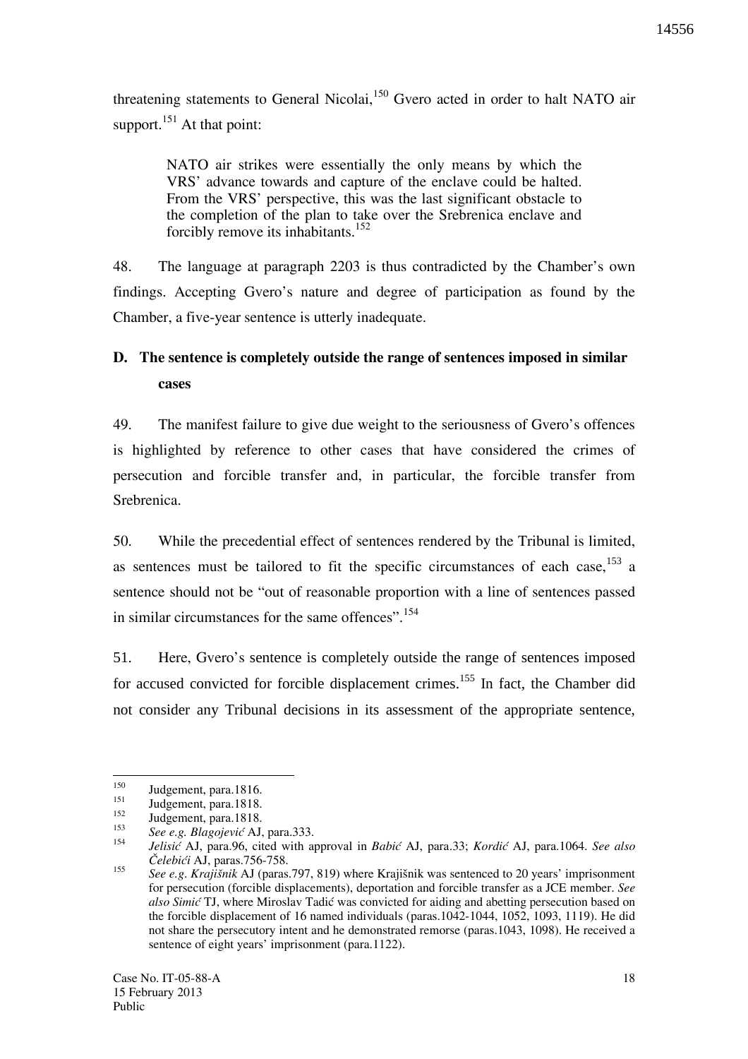threatening statements to General Nicolai,[150] Gvero acted in order to halt NATO air support.[151] At that point:

> NATO air strikes were essentially the only means by which the VRS' advance towards and capture of the enclave could be halted. From the VRS' perspective, this was the last significant obstacle to the completion of the plan to take over the Srebrenica enclave and forcibly remove its inhabitants.[152]

48. The language at paragraph 2203 is thus contradicted by the Chamber's own findings. Accepting Gvero's nature and degree of participation as found by the Chamber, a five-year sentence is utterly inadequate.

## D. The sentence is completely outside the range of sentences imposed in similar cases

49. The manifest failure to give due weight to the seriousness of Gvero's offences is highlighted by reference to other cases that have considered the crimes of persecution and forcible transfer and, in particular, the forcible transfer from Srebrenica.

50. While the precedential effect of sentences rendered by the Tribunal is limited, as sentences must be tailored to fit the specific circumstances of each case,[153] a sentence should not be "out of reasonable proportion with a line of sentences passed in similar circumstances for the same offences".[154]

51. Here, Gvero's sentence is completely outside the range of sentences imposed for accused convicted for forcible displacement crimes.[155] In fact, the Chamber did not consider any Tribunal decisions in its assessment of the appropriate sentence,

---

[150] Judgement, para.1816.

[151] Judgement, para.1818.

[152] Judgement, para.1818.

[153] *See e.g. Blagojević* AJ, para.333.

[154] *Jelisić* AJ, para.96, cited with approval in *Babić* AJ, para.33; *Kordić* AJ, para.1064. *See also Čelebići* AJ, paras.756-758.

[155] *See e.g. Krajišnik* AJ (paras.797, 819) where Krajišnik was sentenced to 20 years' imprisonment for persecution (forcible displacements), deportation and forcible transfer as a JCE member. *See also Simić* TJ, where Miroslav Tadić was convicted for aiding and abetting persecution based on the forcible displacement of 16 named individuals (paras.1042-1044, 1052, 1093, 1119). He did not share the persecutory intent and he demonstrated remorse (paras.1043, 1098). He received a sentence of eight years' imprisonment (para.1122).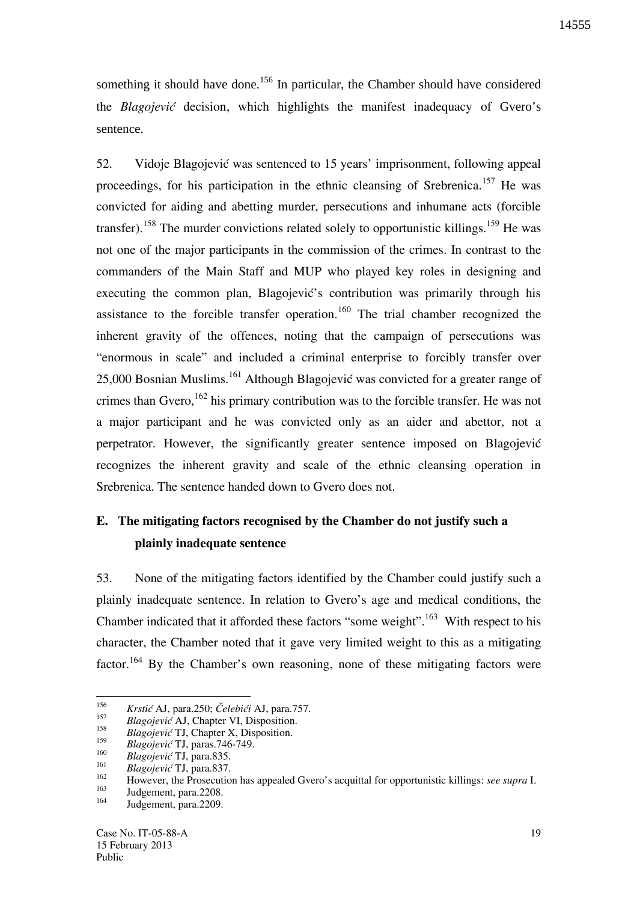something it should have done.[156] In particular, the Chamber should have considered the *Blagojević* decision, which highlights the manifest inadequacy of Gvero's sentence.

52. Vidoje Blagojević was sentenced to 15 years' imprisonment, following appeal proceedings, for his participation in the ethnic cleansing of Srebrenica.[157] He was convicted for aiding and abetting murder, persecutions and inhumane acts (forcible transfer).[158] The murder convictions related solely to opportunistic killings.[159] He was not one of the major participants in the commission of the crimes. In contrast to the commanders of the Main Staff and MUP who played key roles in designing and executing the common plan, Blagojević's contribution was primarily through his assistance to the forcible transfer operation.[160] The trial chamber recognized the inherent gravity of the offences, noting that the campaign of persecutions was "enormous in scale" and included a criminal enterprise to forcibly transfer over 25,000 Bosnian Muslims.[161] Although Blagojević was convicted for a greater range of crimes than Gvero,[162] his primary contribution was to the forcible transfer. He was not a major participant and he was convicted only as an aider and abettor, not a perpetrator. However, the significantly greater sentence imposed on Blagojević recognizes the inherent gravity and scale of the ethnic cleansing operation in Srebrenica. The sentence handed down to Gvero does not.

## E. The mitigating factors recognised by the Chamber do not justify such a plainly inadequate sentence

53. None of the mitigating factors identified by the Chamber could justify such a plainly inadequate sentence. In relation to Gvero's age and medical conditions, the Chamber indicated that it afforded these factors "some weight".[163] With respect to his character, the Chamber noted that it gave very limited weight to this as a mitigating factor.[164] By the Chamber's own reasoning, none of these mitigating factors were

---

[156] *Krstić* AJ, para.250; *Čelebići* AJ, para.757.
[157] *Blagojević* AJ, Chapter VI, Disposition.
[158] *Blagojević* TJ, Chapter X, Disposition.
[159] *Blagojević* TJ, paras.746-749.
[160] *Blagojević* TJ, para.835.
[161] *Blagojević* TJ, para.837.
[162] However, the Prosecution has appealed Gvero's acquittal for opportunistic killings: *see supra* I.
[163] Judgement, para.2208.
[164] Judgement, para.2209.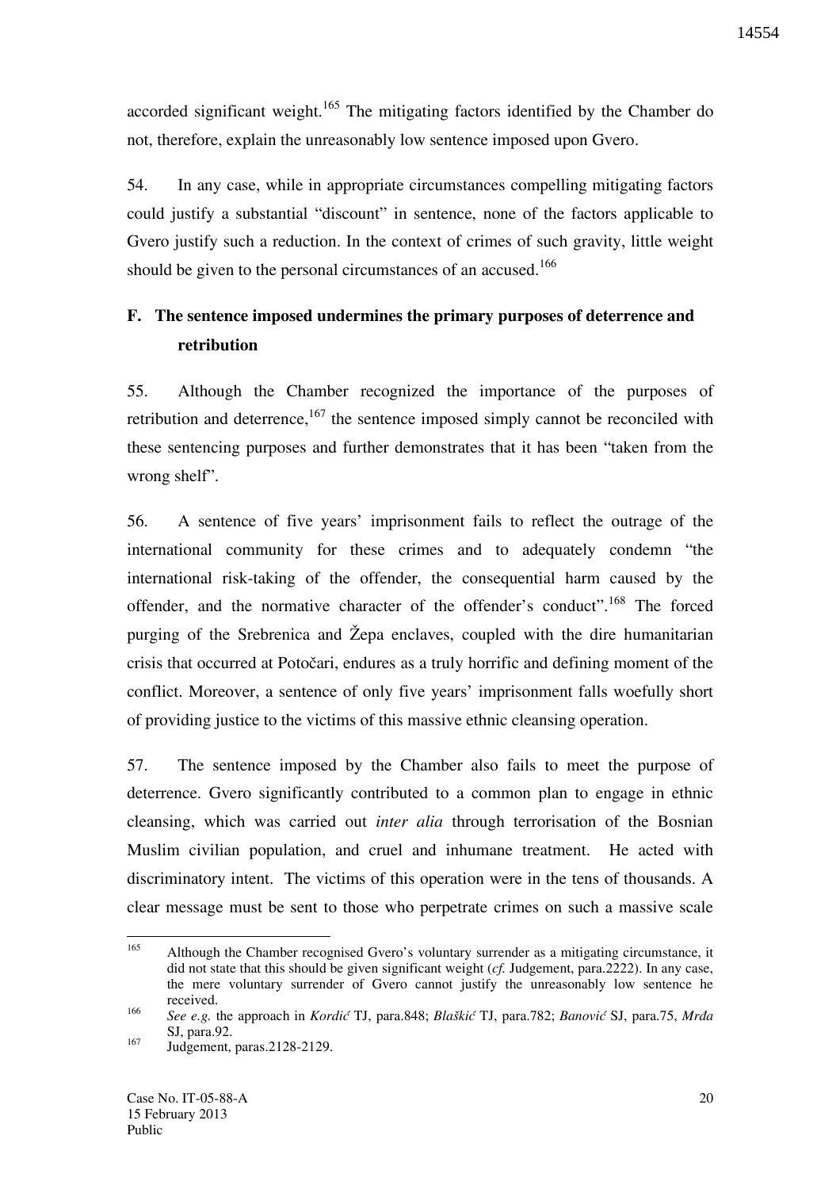accorded significant weight.[165] The mitigating factors identified by the Chamber do not, therefore, explain the unreasonably low sentence imposed upon Gvero.

54. In any case, while in appropriate circumstances compelling mitigating factors could justify a substantial "discount" in sentence, none of the factors applicable to Gvero justify such a reduction. In the context of crimes of such gravity, little weight should be given to the personal circumstances of an accused.[166]

## F. The sentence imposed undermines the primary purposes of deterrence and retribution

55. Although the Chamber recognized the importance of the purposes of retribution and deterrence,[167] the sentence imposed simply cannot be reconciled with these sentencing purposes and further demonstrates that it has been "taken from the wrong shelf".

56. A sentence of five years' imprisonment fails to reflect the outrage of the international community for these crimes and to adequately condemn "the international risk-taking of the offender, the consequential harm caused by the offender, and the normative character of the offender's conduct".[168] The forced purging of the Srebrenica and Žepa enclaves, coupled with the dire humanitarian crisis that occurred at Potočari, endures as a truly horrific and defining moment of the conflict. Moreover, a sentence of only five years' imprisonment falls woefully short of providing justice to the victims of this massive ethnic cleansing operation.

57. The sentence imposed by the Chamber also fails to meet the purpose of deterrence. Gvero significantly contributed to a common plan to engage in ethnic cleansing, which was carried out *inter alia* through terrorisation of the Bosnian Muslim civilian population, and cruel and inhumane treatment. He acted with discriminatory intent. The victims of this operation were in the tens of thousands. A clear message must be sent to those who perpetrate crimes on such a massive scale

---

[165] Although the Chamber recognised Gvero's voluntary surrender as a mitigating circumstance, it did not state that this should be given significant weight (*cf.* Judgement, para.2222). In any case, the mere voluntary surrender of Gvero cannot justify the unreasonably low sentence he received.

[166] *See e.g.* the approach in *Kordić* TJ, para.848; *Blaškić* TJ, para.782; *Banović* SJ, para.75, *Mrđa* SJ, para.92.

[167] Judgement, paras.2128-2129.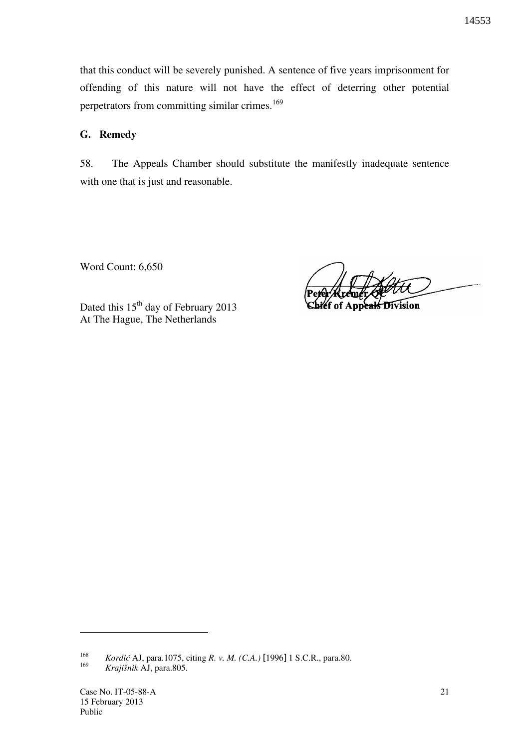that this conduct will be severely punished. A sentence of five years imprisonment for offending of this nature will not have the effect of deterring other potential perpetrators from committing similar crimes.[169]

## G. Remedy

58. The Appeals Chamber should substitute the manifestly inadequate sentence with one that is just and reasonable.

Word Count: 6,650

Dated this 15th day of February 2013
At The Hague, The Netherlands

**Peter Kremer QC**
**Chief of Appeals Division**

---

[168] *Kordić* AJ, para.1075, citing *R. v. M. (C.A.)* [1996] 1 S.C.R., para.80.

[169] *Krajišnik* AJ, para.805.

Case No. IT-05-88-A
15 February 2013
Public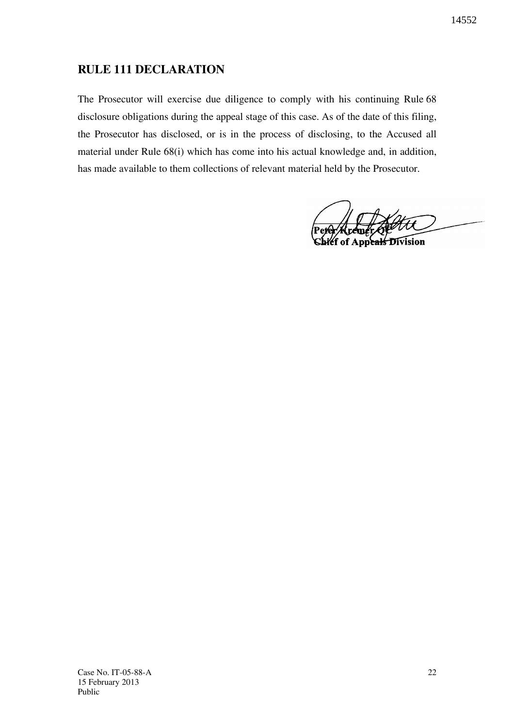## RULE 111 DECLARATION

The Prosecutor will exercise due diligence to comply with his continuing Rule 68 disclosure obligations during the appeal stage of this case. As of the date of this filing, the Prosecutor has disclosed, or is in the process of disclosing, to the Accused all material under Rule 68(i) which has come into his actual knowledge and, in addition, has made available to them collections of relevant material held by the Prosecutor.

**Peter Kremer QC**
**Chief of Appeals Division**

Case No. IT-05-88-A
15 February 2013
Public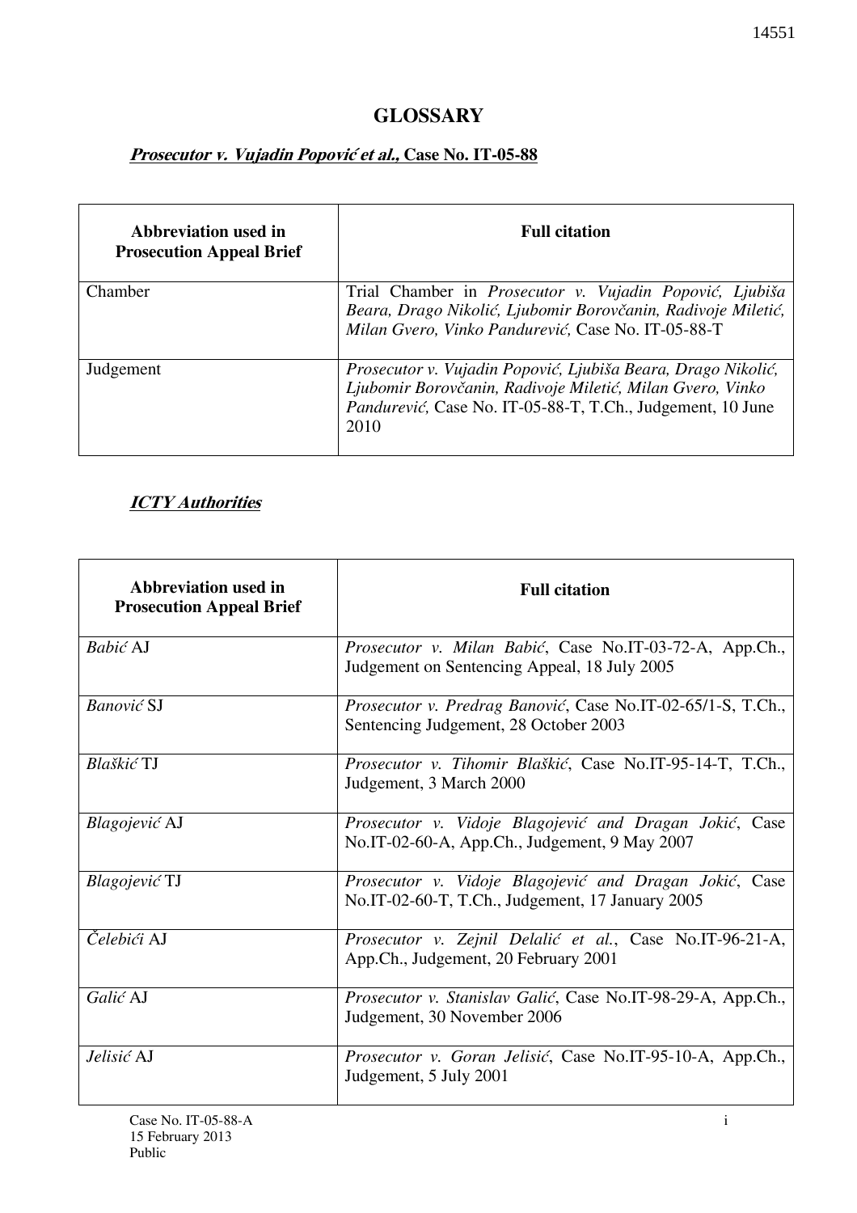## GLOSSARY

### ***Prosecutor v. Vujadin Popović et al.,* Case No. IT-05-88**

| Abbreviation used in Prosecution Appeal Brief | Full citation |
|---|---|
| Chamber | Trial Chamber in *Prosecutor v. Vujadin Popović, Ljubiša Beara, Drago Nikolić, Ljubomir Borovčanin, Radivoje Miletić, Milan Gvero, Vinko Pandurević,* Case No. IT-05-88-T |
| Judgement | *Prosecutor v. Vujadin Popović, Ljubiša Beara, Drago Nikolić, Ljubomir Borovčanin, Radivoje Miletić, Milan Gvero, Vinko Pandurević,* Case No. IT-05-88-T, T.Ch., Judgement, 10 June 2010 |

### ***ICTY Authorities***

| Abbreviation used in Prosecution Appeal Brief | Full citation |
|---|---|
| *Babić* AJ | *Prosecutor v. Milan Babić*, Case No.IT-03-72-A, App.Ch., Judgement on Sentencing Appeal, 18 July 2005 |
| *Banović* SJ | *Prosecutor v. Predrag Banović*, Case No.IT-02-65/1-S, T.Ch., Sentencing Judgement, 28 October 2003 |
| *Blaškić* TJ | *Prosecutor v. Tihomir Blaškić*, Case No.IT-95-14-T, T.Ch., Judgement, 3 March 2000 |
| *Blagojević* AJ | *Prosecutor v. Vidoje Blagojević and Dragan Jokić*, Case No.IT-02-60-A, App.Ch., Judgement, 9 May 2007 |
| *Blagojević* TJ | *Prosecutor v. Vidoje Blagojević and Dragan Jokić*, Case No.IT-02-60-T, T.Ch., Judgement, 17 January 2005 |
| *Čelebići* AJ | *Prosecutor v. Zejnil Delalić et al.*, Case No.IT-96-21-A, App.Ch., Judgement, 20 February 2001 |
| *Galić* AJ | *Prosecutor v. Stanislav Galić*, Case No.IT-98-29-A, App.Ch., Judgement, 30 November 2006 |
| *Jelisić* AJ | *Prosecutor v. Goran Jelisić*, Case No.IT-95-10-A, App.Ch., Judgement, 5 July 2001 |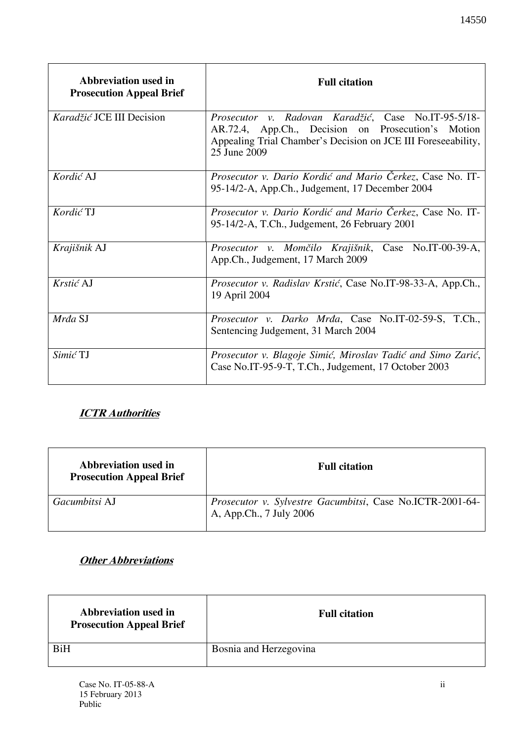| Abbreviation used in Prosecution Appeal Brief | Full citation |
|---|---|
| *Karadžić* JCE III Decision | *Prosecutor v. Radovan Karadžić*, Case No.IT-95-5/18-AR.72.4, App.Ch., Decision on Prosecution's Motion Appealing Trial Chamber's Decision on JCE III Foreseeability, 25 June 2009 |
| *Kordić* AJ | *Prosecutor v. Dario Kordić and Mario Čerkez*, Case No. IT-95-14/2-A, App.Ch., Judgement, 17 December 2004 |
| *Kordić* TJ | *Prosecutor v. Dario Kordić and Mario Čerkez*, Case No. IT-95-14/2-A, T.Ch., Judgement, 26 February 2001 |
| *Krajišnik* AJ | *Prosecutor v. Momčilo Krajišnik*, Case No.IT-00-39-A, App.Ch., Judgement, 17 March 2009 |
| *Krstić* AJ | *Prosecutor v. Radislav Krstić*, Case No.IT-98-33-A, App.Ch., 19 April 2004 |
| *Mrđa* SJ | *Prosecutor v. Darko Mrđa*, Case No.IT-02-59-S, T.Ch., Sentencing Judgement, 31 March 2004 |
| *Simić* TJ | *Prosecutor v. Blagoje Simić, Miroslav Tadić and Simo Zarić*, Case No.IT-95-9-T, T.Ch., Judgement, 17 October 2003 |

***ICTR Authorities***

| Abbreviation used in Prosecution Appeal Brief | Full citation |
|---|---|
| *Gacumbitsi* AJ | *Prosecutor v. Sylvestre Gacumbitsi*, Case No.ICTR-2001-64-A, App.Ch., 7 July 2006 |

***Other Abbreviations***

| Abbreviation used in Prosecution Appeal Brief | Full citation |
|---|---|
| BiH | Bosnia and Herzegovina |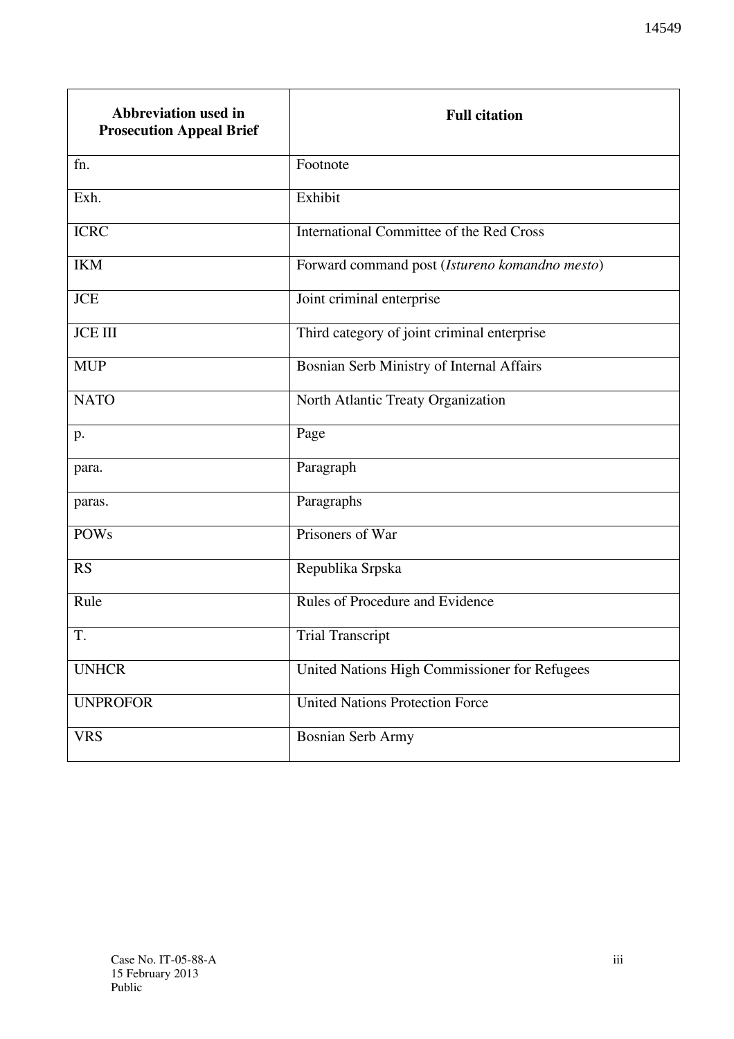| Abbreviation used in Prosecution Appeal Brief | Full citation |
| --- | --- |
| fn. | Footnote |
| Exh. | Exhibit |
| ICRC | International Committee of the Red Cross |
| IKM | Forward command post (*Istureno komandno mesto*) |
| JCE | Joint criminal enterprise |
| JCE III | Third category of joint criminal enterprise |
| MUP | Bosnian Serb Ministry of Internal Affairs |
| NATO | North Atlantic Treaty Organization |
| p. | Page |
| para. | Paragraph |
| paras. | Paragraphs |
| POWs | Prisoners of War |
| RS | Republika Srpska |
| Rule | Rules of Procedure and Evidence |
| T. | Trial Transcript |
| UNHCR | United Nations High Commissioner for Refugees |
| UNPROFOR | United Nations Protection Force |
| VRS | Bosnian Serb Army |